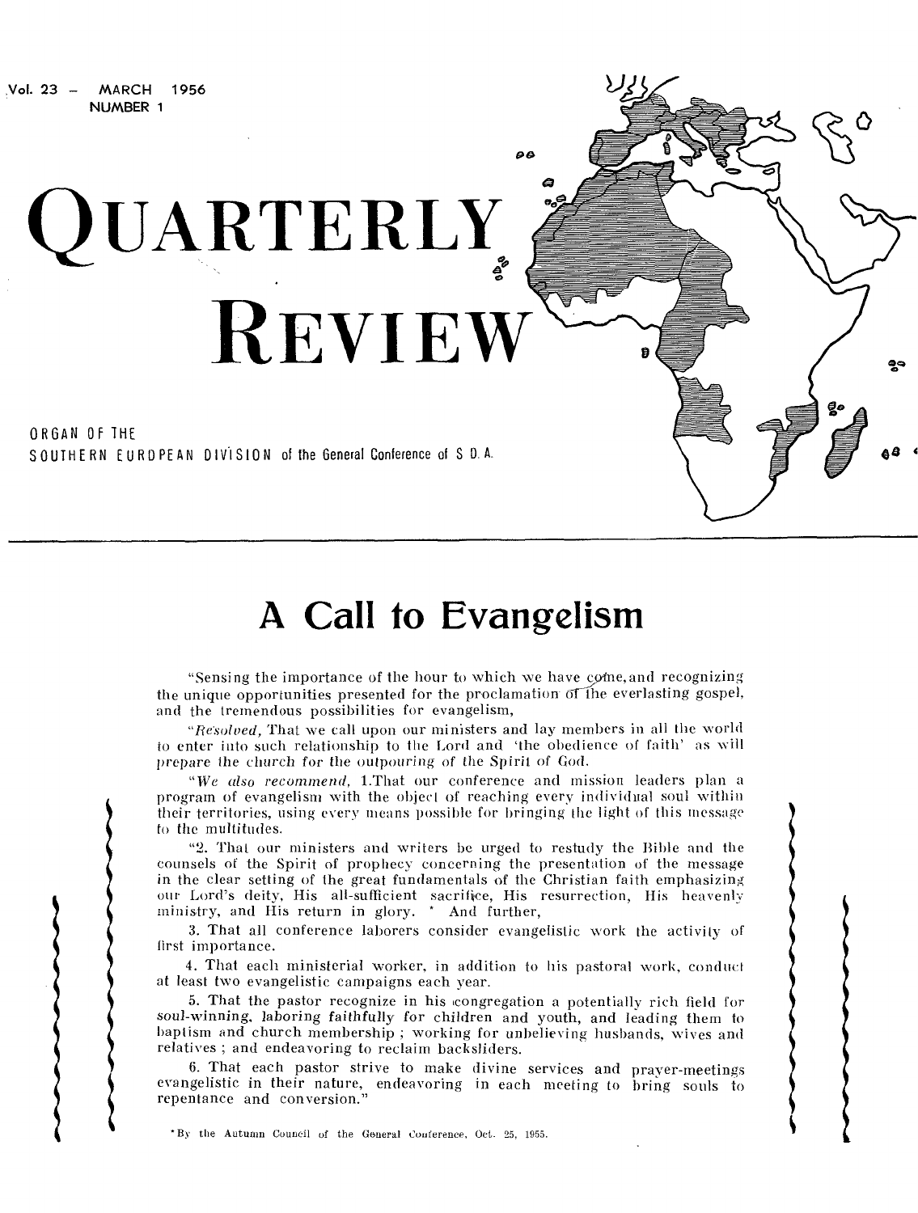Vol. 23 — MARCH 1956
NUMBER 1

# QUARTERLY REVIEW

ORGAN OF THE
SOUTHERN EUROPEAN DIVISION of the General Conference of S. D. A.

## A Call to Evangelism

"Sensing the importance of the hour to which we have come, and recognizing the unique opportunities presented for the proclamation of the everlasting gospel, and the tremendous possibilities for evangelism,

"*Resolved,* That we call upon our ministers and lay members in all the world to enter into such relationship to the Lord and 'the obedience of faith' as will prepare the church for the outpouring of the Spirit of God.

"*We also recommend,* 1. That our conference and mission leaders plan a program of evangelism with the object of reaching every individual soul within their territories, using every means possible for bringing the light of this message to the multitudes.

"2. That our ministers and writers be urged to restudy the Bible and the counsels of the Spirit of prophecy concerning the presentation of the message in the clear setting of the great fundamentals of the Christian faith emphasizing our Lord's deity, His all-sufficient sacrifice, His resurrection, His heavenly ministry, and His return in glory. * And further,

3. That all conference laborers consider evangelistic work the activity of first importance.

4. That each ministerial worker, in addition to his pastoral work, conduct at least two evangelistic campaigns each year.

5. That the pastor recognize in his congregation a potentially rich field for soul-winning, laboring faithfully for children and youth, and leading them to baptism and church membership; working for unbelieving husbands, wives and relatives; and endeavoring to reclaim backsliders.

6. That each pastor strive to make divine services and prayer-meetings evangelistic in their nature, endeavoring in each meeting to bring souls to repentance and conversion."

*By the Autumn Council of the General Conference, Oct. 25, 1955.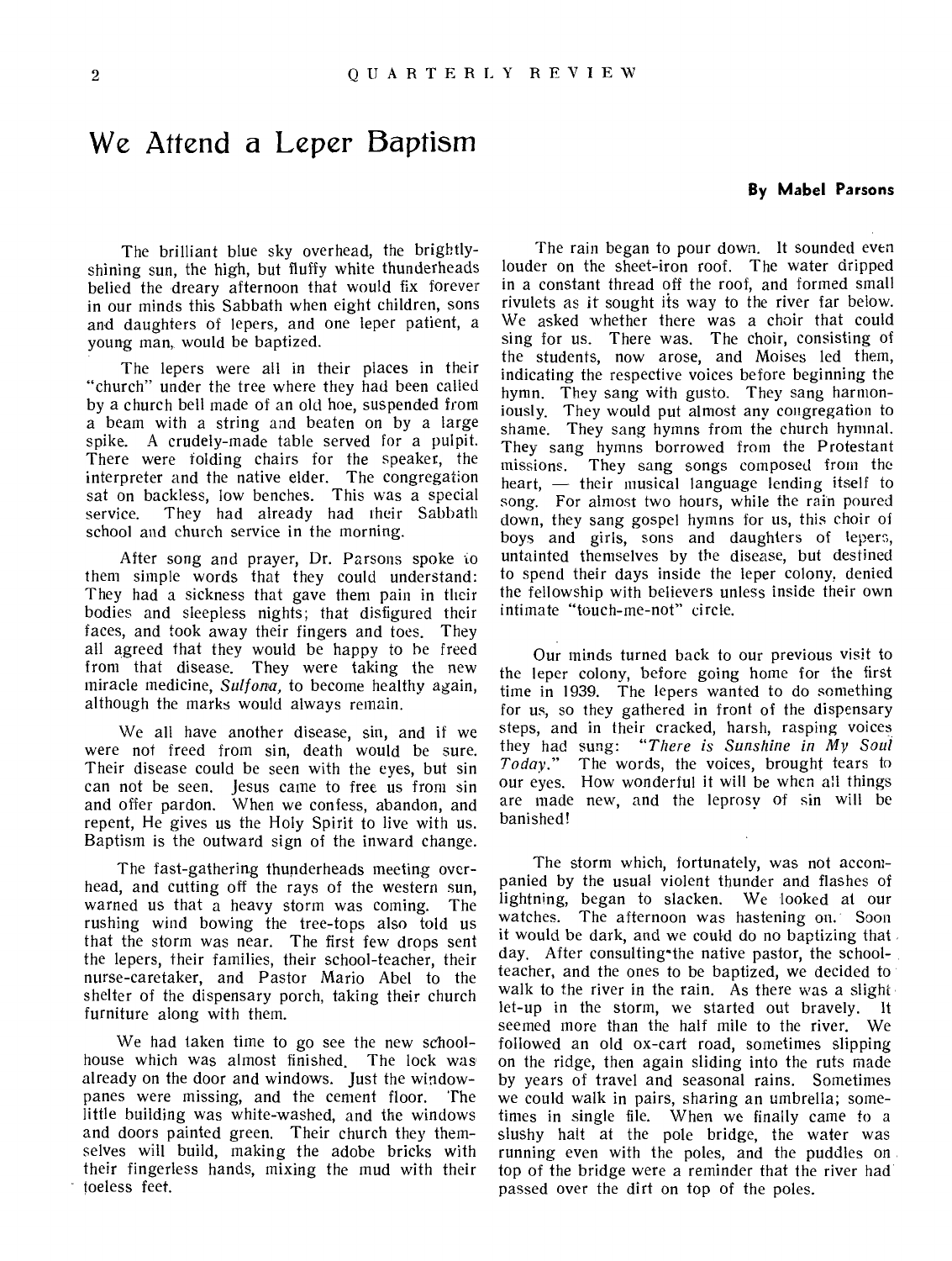# We Attend a Leper Baptism

**By Mabel Parsons**

The brilliant blue sky overhead, the brightly-shining sun, the high, but fluffy white thunderheads belied the dreary afternoon that would fix forever in our minds this Sabbath when eight children, sons and daughters of lepers, and one leper patient, a young man, would be baptized.

The lepers were all in their places in their "church" under the tree where they had been called by a church bell made of an old hoe, suspended from a beam with a string and beaten on by a large spike. A crudely-made table served for a pulpit. There were folding chairs for the speaker, the interpreter and the native elder. The congregation sat on backless, low benches. This was a special service. They had already had their Sabbath school and church service in the morning.

After song and prayer, Dr. Parsons spoke to them simple words that they could understand: They had a sickness that gave them pain in their bodies and sleepless nights; that disfigured their faces, and took away their fingers and toes. They all agreed that they would be happy to be freed from that disease. They were taking the new miracle medicine, *Sulfona,* to become healthy again, although the marks would always remain.

We all have another disease, sin, and if we were not freed from sin, death would be sure. Their disease could be seen with the eyes, but sin can not be seen. Jesus came to free us from sin and offer pardon. When we confess, abandon, and repent, He gives us the Holy Spirit to live with us. Baptism is the outward sign of the inward change.

The fast-gathering thunderheads meeting overhead, and cutting off the rays of the western sun, warned us that a heavy storm was coming. The rushing wind bowing the tree-tops also told us that the storm was near. The first few drops sent the lepers, their families, their school-teacher, their nurse-caretaker, and Pastor Mario Abel to the shelter of the dispensary porch, taking their church furniture along with them.

We had taken time to go see the new schoolhouse which was almost finished. The lock was already on the door and windows. Just the window-panes were missing, and the cement floor. The little building was white-washed, and the windows and doors painted green. Their church they themselves will build, making the adobe bricks with their fingerless hands, mixing the mud with their toeless feet.

The rain began to pour down. It sounded even louder on the sheet-iron roof. The water dripped in a constant thread off the roof, and formed small rivulets as it sought its way to the river far below. We asked whether there was a choir that could sing for us. There was. The choir, consisting of the students, now arose, and Moises led them, indicating the respective voices before beginning the hymn. They sang with gusto. They sang harmoniously. They would put almost any congregation to shame. They sang hymns from the church hymnal. They sang hymns borrowed from the Protestant missions. They sang songs composed from the heart, — their musical language lending itself to song. For almost two hours, while the rain poured down, they sang gospel hymns for us, this choir of boys and girls, sons and daughters of lepers, untainted themselves by the disease, but destined to spend their days inside the leper colony, denied the fellowship with believers unless inside their own intimate "touch-me-not" circle.

Our minds turned back to our previous visit to the leper colony, before going home for the first time in 1939. The lepers wanted to do something for us, so they gathered in front of the dispensary steps, and in their cracked, harsh, rasping voices they had sung: *"There is Sunshine in My Soul Today."* The words, the voices, brought tears to our eyes. How wonderful it will be when all things are made new, and the leprosy of sin will be banished!

The storm which, fortunately, was not accompanied by the usual violent thunder and flashes of lightning, began to slacken. We looked at our watches. The afternoon was hastening on. Soon it would be dark, and we could do no baptizing that day. After consulting the native pastor, the school-teacher, and the ones to be baptized, we decided to walk to the river in the rain. As there was a slight let-up in the storm, we started out bravely. It seemed more than the half mile to the river. We followed an old ox-cart road, sometimes slipping on the ridge, then again sliding into the ruts made by years of travel and seasonal rains. Sometimes we could walk in pairs, sharing an umbrella; sometimes in single file. When we finally came to a slushy halt at the pole bridge, the water was running even with the poles, and the puddles on top of the bridge were a reminder that the river had passed over the dirt on top of the poles.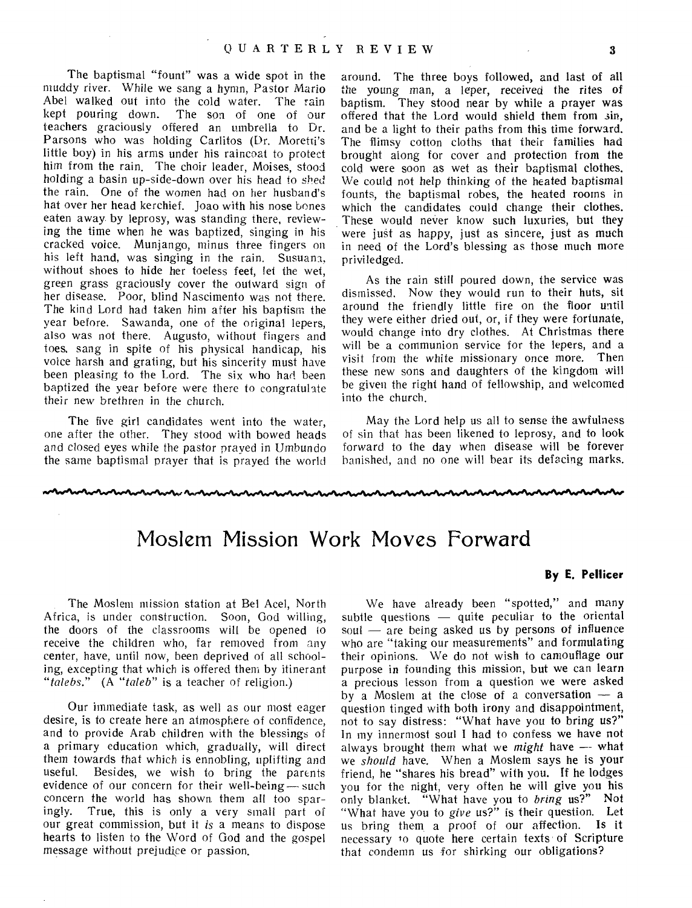The baptismal "fount" was a wide spot in the muddy river. While we sang a hymn, Pastor Mario Abel walked out into the cold water. The rain kept pouring down. The son of one of our teachers graciously offered an umbrella to Dr. Parsons who was holding Carlitos (Dr. Moretti's little boy) in his arms under his raincoat to protect him from the rain. The choir leader, Moises, stood holding a basin up-side-down over his head to shed the rain. One of the women had on her husband's hat over her head kerchief. Joao with his nose bones eaten away by leprosy, was standing there, reviewing the time when he was baptized, singing in his cracked voice. Munjango, minus three fingers on his left hand, was singing in the rain. Susuana, without shoes to hide her toeless feet, let the wet, green grass graciously cover the outward sign of her disease. Poor, blind Nascimento was not there. The kind Lord had taken him after his baptism the year before. Sawanda, one of the original lepers, also was not there. Augusto, without fingers and toes, sang in spite of his physical handicap, his voice harsh and grating, but his sincerity must have been pleasing to the Lord. The six who had been baptized the year before were there to congratulate their new brethren in the church.

The five girl candidates went into the water, one after the other. They stood with bowed heads and closed eyes while the pastor prayed in Umbundo the same baptismal prayer that is prayed the world around. The three boys followed, and last of all the young man, a leper, received the rites of baptism. They stood near by while a prayer was offered that the Lord would shield them from sin, and be a light to their paths from this time forward. The flimsy cotton cloths that their families had brought along for cover and protection from the cold were soon as wet as their baptismal clothes. We could not help thinking of the heated baptismal founts, the baptismal robes, the heated rooms in which the candidates could change their clothes. These would never know such luxuries, but they were just as happy, just as sincere, just as much in need of the Lord's blessing as those much more priviledged.

As the rain still poured down, the service was dismissed. Now they would run to their huts, sit around the friendly little fire on the floor until they were either dried out, or, if they were fortunate, would change into dry clothes. At Christmas there will be a communion service for the lepers, and a visit from the white missionary once more. Then these new sons and daughters of the kingdom will be given the right hand of fellowship, and welcomed into the church.

May the Lord help us all to sense the awfulness of sin that has been likened to leprosy, and to look forward to the day when disease will be forever banished, and no one will bear its defacing marks.

# Moslem Mission Work Moves Forward

**By E. Pellicer**

The Moslem mission station at Bel Acel, North Africa, is under construction. Soon, God willing, the doors of the classrooms will be opened to receive the children who, far removed from any center, have, until now, been deprived of all schooling, excepting that which is offered them by itinerant "*talebs*." (A "*taleb*" is a teacher of religion.)

Our immediate task, as well as our most eager desire, is to create here an atmosphere of confidence, and to provide Arab children with the blessings of a primary education which, gradually, will direct them towards that which is ennobling, uplifting and useful. Besides, we wish to bring the parents evidence of our concern for their well-being — such concern the world has shown them all too sparingly. True, this is only a very small part of our great commission, but it *is* a means to dispose hearts to listen to the Word of God and the gospel message without prejudice or passion.

We have already been "spotted," and many subtle questions — quite peculiar to the oriental soul — are being asked us by persons of influence who are "taking our measurements" and formulating their opinions. We do not wish to camouflage our purpose in founding this mission, but we can learn a precious lesson from a question we were asked by a Moslem at the close of a conversation — a question tinged with both irony and disappointment, not to say distress: "What have you to bring us?" In my innermost soul I had to confess we have not always brought them what we *might* have — what we *should* have. When a Moslem says he is your friend, he "shares his bread" with you. If he lodges you for the night, very often he will give you his only blanket. "What have you to *bring* us?" Not "What have you to *give* us?" is their question. Let us bring them a proof of our affection. Is it necessary to quote here certain texts of Scripture that condemn us for shirking our obligations?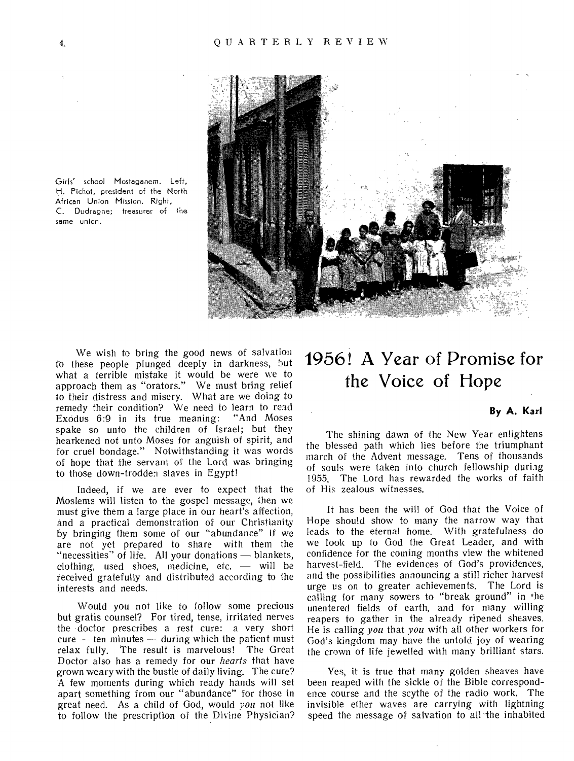Girls' school Mostaganem. Left, H. Pichot, president of the North African Union Mission. Right, C. Dudragne; treasurer of the same union.

We wish to bring the good news of salvation to these people plunged deeply in darkness, but what a terrible mistake it would be were we to approach them as "orators." We must bring relief to their distress and misery. What are we doing to remedy their condition? We need to learn to read Exodus 6:9 in its true meaning: "And Moses spake so unto the children of Israel; but they hearkened not unto Moses for anguish of spirit, and for cruel bondage." Notwithstanding it was words of hope that the servant of the Lord was bringing to those down-trodden slaves in Egypt!

Indeed, if we are ever to expect that the Moslems will listen to the gospel message, then we must give them a large place in our heart's affection, and a practical demonstration of our Christianity by bringing them some of our "abundance" if we are not yet prepared to share with them the "necessities" of life. All your donations — blankets, clothing, used shoes, medicine, etc. — will be received gratefully and distributed according to the interests and needs.

Would you not like to follow some precious but gratis counsel? For tired, tense, irritated nerves the doctor prescribes a rest cure: a very short cure — ten minutes — during which the patient must relax fully. The result is marvelous! The Great Doctor also has a remedy for our *hearts* that have grown weary with the bustle of daily living. The cure? A few moments during which ready hands will set apart something from our "abundance" for those in great need. As a child of God, would *you* not like to follow the prescription of the Divine Physician?

# 1956! A Year of Promise for the Voice of Hope

**By A. Karl**

The shining dawn of the New Year enlightens the blessed path which lies before the triumphant march of the Advent message. Tens of thousands of souls were taken into church fellowship during 1955. The Lord has rewarded the works of faith of His zealous witnesses.

It has been the will of God that the Voice of Hope should show to many the narrow way that leads to the eternal home. With gratefulness do we look up to God the Great Leader, and with confidence for the coming months view the whitened harvest-field. The evidences of God's providences, and the possibilities announcing a still richer harvest urge us on to greater achievements. The Lord is calling for many sowers to "break ground" in the unentered fields of earth, and for many willing reapers to gather in the already ripened sheaves. He is calling *you* that *you* with all other workers for God's kingdom may have the untold joy of wearing the crown of life jewelled with many brilliant stars.

Yes, it is true that many golden sheaves have been reaped with the sickle of the Bible correspondence course and the scythe of the radio work. The invisible ether waves are carrying with lightning speed the message of salvation to all the inhabited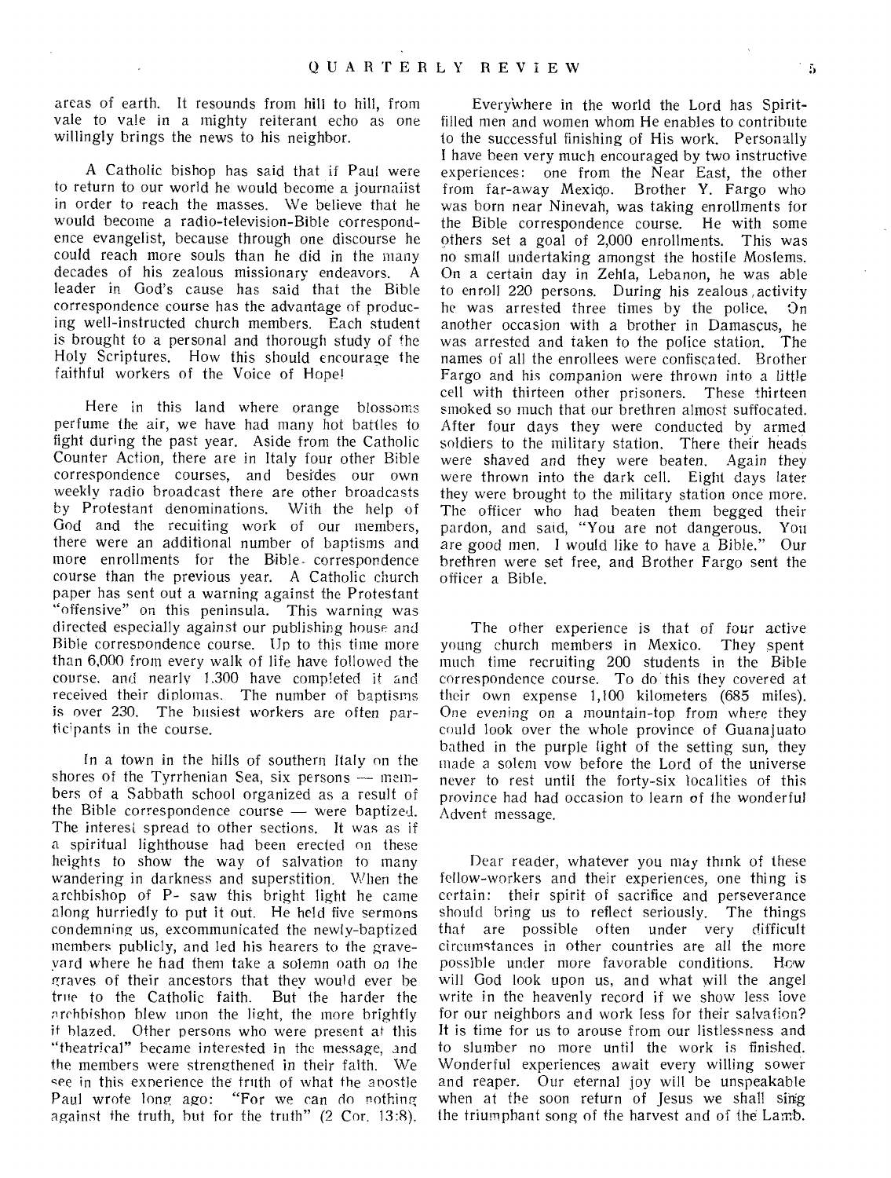areas of earth. It resounds from hill to hill, from vale to vale in a mighty reiterant echo as one willingly brings the news to his neighbor.

A Catholic bishop has said that if Paul were to return to our world he would become a journalist in order to reach the masses. We believe that he would become a radio-television-Bible correspondence evangelist, because through one discourse he could reach more souls than he did in the many decades of his zealous missionary endeavors. A leader in God's cause has said that the Bible correspondence course has the advantage of producing well-instructed church members. Each student is brought to a personal and thorough study of the Holy Scriptures. How this should encourage the faithful workers of the Voice of Hope!

Here in this land where orange blossoms perfume the air, we have had many hot battles to fight during the past year. Aside from the Catholic Counter Action, there are in Italy four other Bible correspondence courses, and besides our own weekly radio broadcast there are other broadcasts by Protestant denominations. With the help of God and the recuiting work of our members, there were an additional number of baptisms and more enrollments for the Bible correspondence course than the previous year. A Catholic church paper has sent out a warning against the Protestant "offensive" on this peninsula. This warning was directed especially against our publishing house and Bible correspondence course. Up to this time more than 6,000 from every walk of life have followed the course, and nearly 1,300 have completed it and received their diplomas. The number of baptisms is over 230. The busiest workers are often participants in the course.

In a town in the hills of southern Italy on the shores of the Tyrrhenian Sea, six persons — members of a Sabbath school organized as a result of the Bible correspondence course — were baptized. The interest spread to other sections. It was as if a spiritual lighthouse had been erected on these heights to show the way of salvation to many wandering in darkness and superstition. When the archbishop of P- saw this bright light he came along hurriedly to put it out. He held five sermons condemning us, excommunicated the newly-baptized members publicly, and led his hearers to the graveyard where he had them take a solemn oath on the graves of their ancestors that they would ever be true to the Catholic faith. But the harder the archbishop blew upon the light, the more brightly it blazed. Other persons who were present at this "theatrical" became interested in the message, and the members were strengthened in their faith. We see in this experience the truth of what the apostle Paul wrote long ago: "For we can do nothing against the truth, but for the truth" (2 Cor. 13:8).

Everywhere in the world the Lord has Spirit-filled men and women whom He enables to contribute to the successful finishing of His work. Personally I have been very much encouraged by two instructive experiences: one from the Near East, the other from far-away Mexico. Brother Y. Fargo who was born near Nineveh, was taking enrollments for the Bible correspondence course. He with some others set a goal of 2,000 enrollments. This was no small undertaking amongst the hostile Moslems. On a certain day in Zehla, Lebanon, he was able to enroll 220 persons. During his zealous activity he was arrested three times by the police. On another occasion with a brother in Damascus, he was arrested and taken to the police station. The names of all the enrollees were confiscated. Brother Fargo and his companion were thrown into a little cell with thirteen other prisoners. These thirteen smoked so much that our brethren almost suffocated. After four days they were conducted by armed soldiers to the military station. There their heads were shaved and they were beaten. Again they were thrown into the dark cell. Eight days later they were brought to the military station once more. The officer who had beaten them begged their pardon, and said, "You are not dangerous. You are good men. I would like to have a Bible." Our brethren were set free, and Brother Fargo sent the officer a Bible.

The other experience is that of four active young church members in Mexico. They spent much time recruiting 200 students in the Bible correspondence course. To do this they covered at their own expense 1,100 kilometers (685 miles). One evening on a mountain-top from where they could look over the whole province of Guanajuato bathed in the purple light of the setting sun, they made a solem vow before the Lord of the universe never to rest until the forty-six localities of this province had had occasion to learn of the wonderful Advent message.

Dear reader, whatever you may think of these fellow-workers and their experiences, one thing is certain: their spirit of sacrifice and perseverance should bring us to reflect seriously. The things that are possible often under very difficult circumstances in other countries are all the more possible under more favorable conditions. How will God look upon us, and what will the angel write in the heavenly record if we show less love for our neighbors and work less for their salvation? It is time for us to arouse from our listlessness and to slumber no more until the work is finished. Wonderful experiences await every willing sower and reaper. Our eternal joy will be unspeakable when at the soon return of Jesus we shall sing the triumphant song of the harvest and of the Lamb.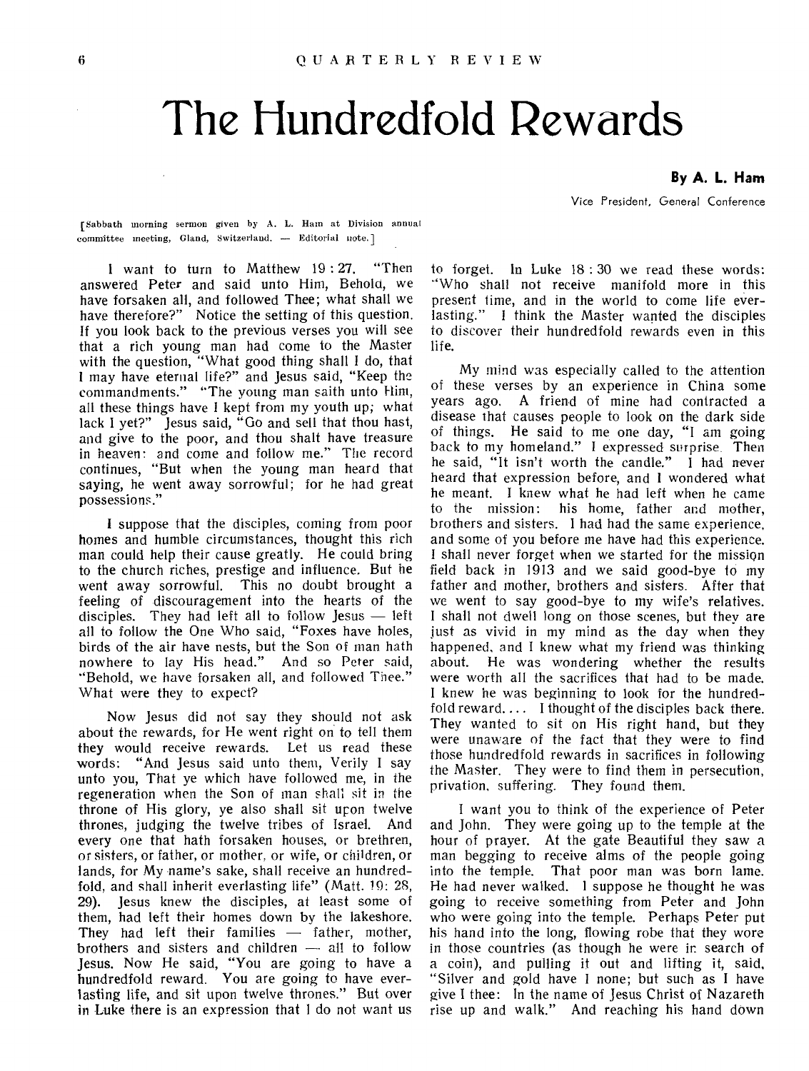# The Hundredfold Rewards

**By A. L. Ham**

Vice President, General Conference

[Sabbath morning sermon given by A. L. Ham at Division annual committee meeting, Gland, Switzerland. — Editorial note.]

I want to turn to Matthew 19 : 27. "Then answered Peter and said unto Him, Behold, we have forsaken all, and followed Thee; what shall we have therefore?" Notice the setting of this question. If you look back to the previous verses you will see that a rich young man had come to the Master with the question, "What good thing shall I do, that I may have eternal life?" and Jesus said, "Keep the commandments." "The young man saith unto Him, all these things have I kept from my youth up; what lack I yet?" Jesus said, "Go and sell that thou hast, and give to the poor, and thou shalt have treasure in heaven: and come and follow me." The record continues, "But when the young man heard that saying, he went away sorrowful; for he had great possessions."

I suppose that the disciples, coming from poor homes and humble circumstances, thought this rich man could help their cause greatly. He could bring to the church riches, prestige and influence. But he went away sorrowful. This no doubt brought a feeling of discouragement into the hearts of the disciples. They had left all to follow Jesus — left all to follow the One Who said, "Foxes have holes, birds of the air have nests, but the Son of man hath nowhere to lay His head." And so Peter said, "Behold, we have forsaken all, and followed Thee." What were they to expect?

Now Jesus did not say they should not ask about the rewards, for He went right on to tell them they would receive rewards. Let us read these words: "And Jesus said unto them, Verily I say unto you, That ye which have followed me, in the regeneration when the Son of man shall sit in the throne of His glory, ye also shall sit upon twelve thrones, judging the twelve tribes of Israel. And every one that hath forsaken houses, or brethren, or sisters, or father, or mother, or wife, or children, or lands, for My name's sake, shall receive an hundredfold, and shall inherit everlasting life" (Matt. 19: 28, 29). Jesus knew the disciples, at least some of them, had left their homes down by the lakeshore. They had left their families — father, mother, brothers and sisters and children — all to follow Jesus. Now He said, "You are going to have a hundredfold reward. You are going to have everlasting life, and sit upon twelve thrones." But over in Luke there is an expression that I do not want us to forget. In Luke 18 : 30 we read these words: "Who shall not receive manifold more in this present time, and in the world to come life everlasting." I think the Master wanted the disciples to discover their hundredfold rewards even in this life.

My mind was especially called to the attention of these verses by an experience in China some years ago. A friend of mine had contracted a disease that causes people to look on the dark side of things. He said to me one day, "I am going back to my homeland." I expressed surprise. Then he said, "It isn't worth the candle." I had never heard that expression before, and I wondered what he meant. I knew what he had left when he came to the mission: his home, father and mother, brothers and sisters. I had had the same experience, and some of you before me have had this experience. I shall never forget when we started for the mission field back in 1913 and we said good-bye to my father and mother, brothers and sisters. After that we went to say good-bye to my wife's relatives. I shall not dwell long on those scenes, but they are just as vivid in my mind as the day when they happened, and I knew what my friend was thinking about. He was wondering whether the results were worth all the sacrifices that had to be made. I knew he was beginning to look for the hundredfold reward.... I thought of the disciples back there. They wanted to sit on His right hand, but they were unaware of the fact that they were to find those hundredfold rewards in sacrifices in following the Master. They were to find them in persecution, privation, suffering. They found them.

I want you to think of the experience of Peter and John. They were going up to the temple at the hour of prayer. At the gate Beautiful they saw a man begging to receive alms of the people going into the temple. That poor man was born lame. He had never walked. I suppose he thought he was going to receive something from Peter and John who were going into the temple. Perhaps Peter put his hand into the long, flowing robe that they wore in those countries (as though he were in search of a coin), and pulling it out and lifting it, said, "Silver and gold have I none; but such as I have give I thee: In the name of Jesus Christ of Nazareth rise up and walk." And reaching his hand down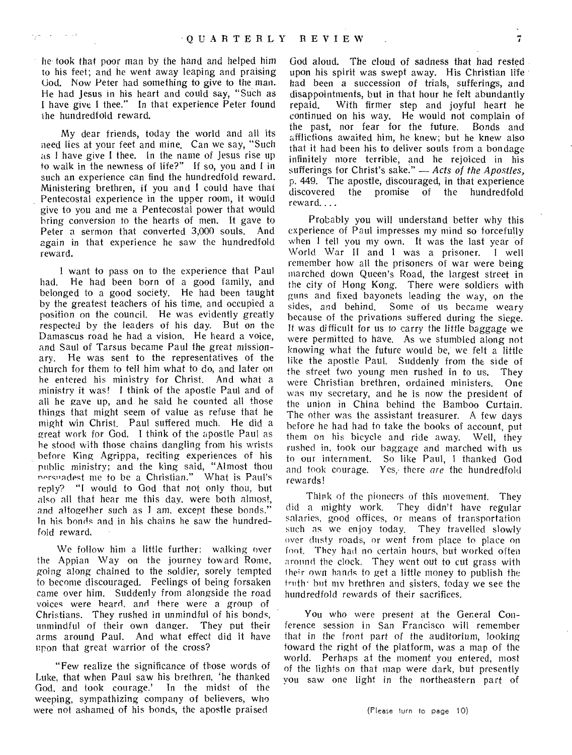he took that poor man by the hand and helped him to his feet; and he went away leaping and praising God. Now Peter had something to give to the man. He had Jesus in his heart and could say, "Such as I have give I thee." In that experience Peter found the hundredfold reward.

My dear friends, today the world and all its need lies at your feet and mine. Can we say, "Such as I have give I thee. In the name of Jesus rise up to walk in the newness of life?" If so, you and I in such an experience can find the hundredfold reward. Ministering brethren, if you and I could have that Pentecostal experience in the upper room, it would give to you and me a Pentecostal power that would bring conversion to the hearts of men. It gave to Peter a sermon that converted 3,000 souls. And again in that experience he saw the hundredfold reward.

I want to pass on to the experience that Paul had. He had been born of a good family, and belonged to a good society. He had been taught by the greatest teachers of his time, and occupied a position on the council. He was evidently greatly respected by the leaders of his day. But on the Damascus road he had a vision. He heard a voice, and Saul of Tarsus became Paul the great missionary. He was sent to the representatives of the church for them to tell him what to do, and later on he entered his ministry for Christ. And what a ministry it was! I think of the apostle Paul and of all he gave up, and he said he counted all those things that might seem of value as refuse that he might win Christ. Paul suffered much. He did a great work for God. I think of the apostle Paul as he stood with those chains dangling from his wrists before King Agrippa, reciting experiences of his public ministry; and the king said, "Almost thou persuadest me to be a Christian." What is Paul's reply? "I would to God that not only thou, but also all that hear me this day, were both almost, and altogether such as I am, except these bonds." In his bonds and in his chains he saw the hundredfold reward.

We follow him a little further: walking over the Appian Way on the journey toward Rome, going along chained to the soldier, sorely tempted to become discouraged. Feelings of being forsaken came over him. Suddenly from alongside the road voices were heard, and there were a group of Christians. They rushed in unmindful of his bonds, unmindful of their own danger. They put their arms around Paul. And what effect did it have upon that great warrior of the cross?

"Few realize the significance of those words of Luke, that when Paul saw his brethren, 'he thanked God, and took courage.' In the midst of the weeping, sympathizing company of believers, who were not ashamed of his bonds, the apostle praised God aloud. The cloud of sadness that had rested upon his spirit was swept away. His Christian life had been a succession of trials, sufferings, and disappointments, but in that hour he felt abundantly repaid. With firmer step and joyful heart he continued on his way. He would not complain of the past, nor fear for the future. Bonds and afflictions awaited him, he knew; but he knew also that it had been his to deliver souls from a bondage infinitely more terrible, and he rejoiced in his sufferings for Christ's sake." — *Acts of the Apostles*, p. 449. The apostle, discouraged, in that experience discovered the promise of the hundredfold reward. . . .

Probably you will understand better why this experience of Paul impresses my mind so forcefully when I tell you my own. It was the last year of World War II and I was a prisoner. I well remember how all the prisoners of war were being marched down Queen's Road, the largest street in the city of Hong Kong. There were soldiers with guns and fixed bayonets leading the way, on the sides, and behind. Some of us became weary because of the privations suffered during the siege. It was difficult for us to carry the little baggage we were permitted to have. As we stumbled along not knowing what the future would be, we felt a little like the apostle Paul. Suddenly from the side of the street two young men rushed in to us. They were Christian brethren, ordained ministers. One was my secretary, and he is now the president of the union in China behind the Bamboo Curtain. The other was the assistant treasurer. A few days before he had had to take the books of account, put them on his bicycle and ride away. Well, they rushed in, took our baggage and marched with us to our internment. So like Paul, I thanked God and took courage. Yes, there *are* the hundredfold rewards!

Think of the pioneers of this movement. They did a mighty work. They didn't have regular salaries, good offices, or means of transportation such as we enjoy today. They travelled slowly over dusty roads, or went from place to place on foot. They had no certain hours, but worked often around the clock. They went out to cut grass with their own hands to get a little money to publish the truth; but my brethren and sisters, today we see the hundredfold rewards of their sacrifices.

You who were present at the General Conference session in San Francisco will remember that in the front part of the auditorium, looking toward the right of the platform, was a map of the world. Perhaps at the moment you entered, most of the lights on that map were dark, but presently you saw one light in the northeastern part of

(Please turn to page 10)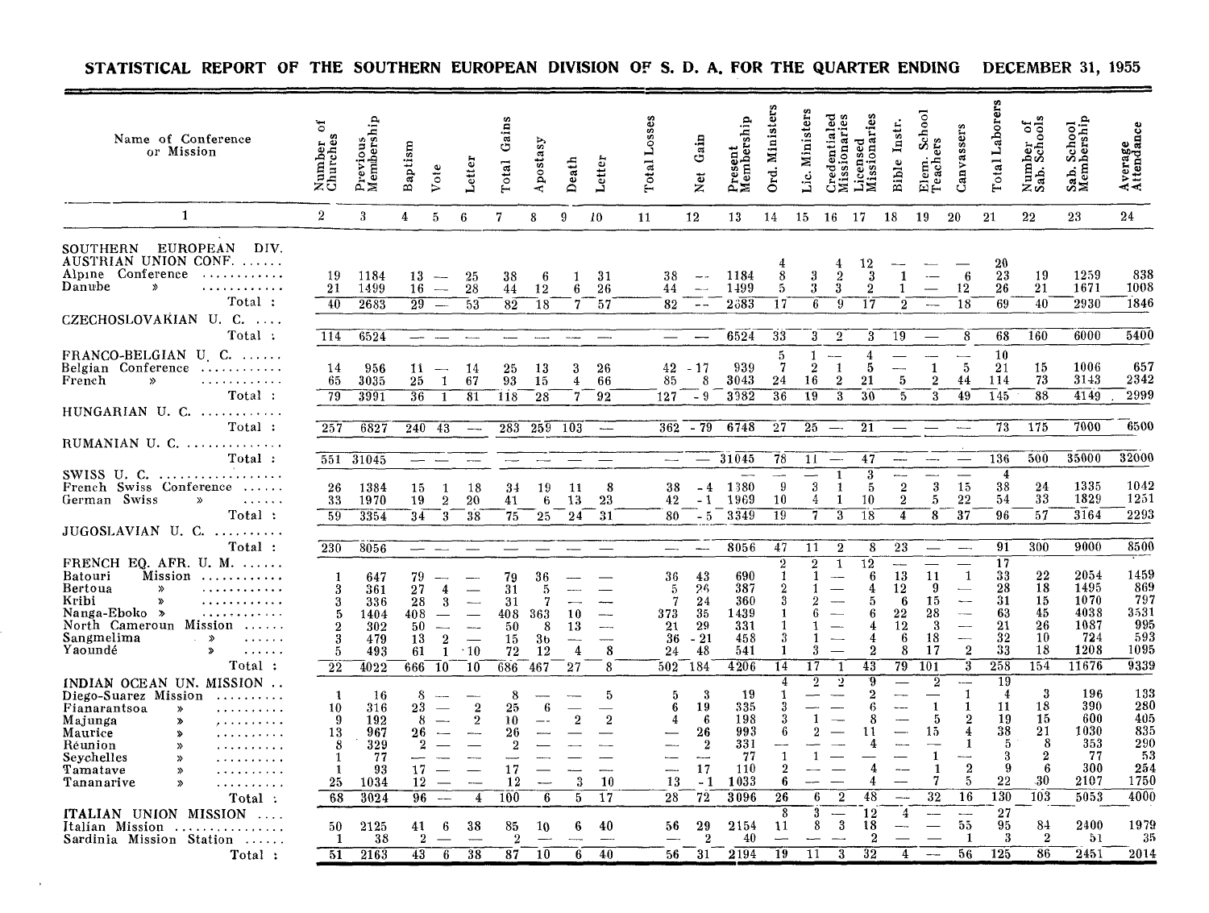# STATISTICAL REPORT OF THE SOUTHERN EUROPEAN DIVISION OF S. D. A. FOR THE QUARTER ENDING DECEMBER 31, 1955

| Name of Conference or Mission | Number of Churches | Previous Membership | Baptism | Vote | Letter | Total Gains | Apostasy | Death | Letter | Total Losses | Net Gain | Present Membership | Ord. Ministers | Lic. Ministers | Credentialed Missionaries | Licensed Missionaries | Bible Instr. | Elem. School Teachers | Canvassers | Total Laborers | Number of Sab. Schools | Sab. School Membership | Average Attendance |
|---|---|---|---|---|---|---|---|---|---|---|---|---|---|---|---|---|---|---|---|---|---|---|---|
| 1 | 2 | 3 | 4 | 5 | 6 | 7 | 8 | 9 | 10 | 11 | 12 | 13 | 14 | 15 | 16 | 17 | 18 | 19 | 20 | 21 | 22 | 23 | 24 |
| SOUTHERN EUROPEAN DIV. | | | | | | | | | | | | | | | | | | | | | | | |
| AUSTRIAN UNION CONF. ...... | | | | | | | | | | | | | 4 | | 4 | 12 | — | — | — | 20 | | | |
| Alpine Conference ........... | 19 | 1184 | 13 | — | 25 | 38 | 6 | 1 | 31 | 38 | — | 1184 | 8 | 3 | 2 | 3 | 1 | — | 6 | 23 | 19 | 1259 | 838 |
| Danube » ........... | 21 | 1499 | 16 | — | 28 | 44 | 12 | 6 | 26 | 44 | — | 1499 | 5 | 3 | 3 | 2 | 1 | — | 12 | 26 | 21 | 1671 | 1008 |
| Total : | 40 | 2683 | 29 | — | 53 | 82 | 18 | 7 | 57 | 82 | — | 2683 | 17 | 6 | 9 | 17 | 2 | — | 18 | 69 | 40 | 2930 | 1846 |
| CZECHOSLOVAKIAN U. C. .... | | | | | | | | | | | | | | | | | | | | | | | |
| Total : | 114 | 6524 | — | — | — | — | — | — | — | — | — | 6524 | 33 | 3 | 2 | 3 | 19 | — | 8 | 68 | 160 | 6000 | 5400 |
| FRANCO-BELGIAN U. C. ...... | | | | | | | | | | | | | 5 | 1 | — | 4 | — | — | — | 10 | | | |
| Belgian Conference ........... | 14 | 956 | 11 | — | 14 | 25 | 13 | 3 | 26 | 42 | - 17 | 939 | 7 | 2 | 1 | 5 | — | 1 | 5 | 21 | 15 | 1006 | 657 |
| French » ........... | 65 | 3035 | 25 | 1 | 67 | 93 | 15 | 4 | 66 | 85 | 8 | 3043 | 24 | 16 | 2 | 21 | 5 | 2 | 44 | 114 | 73 | 3143 | 2342 |
| Total : | 79 | 3991 | 36 | 1 | 81 | 118 | 28 | 7 | 92 | 127 | - 9 | 3982 | 36 | 19 | 3 | 30 | 5 | 3 | 49 | 145 | 88 | 4149 | 2999 |
| HUNGARIAN U. C. ........... | | | | | | | | | | | | | | | | | | | | | | | |
| Total : | 257 | 6827 | 240 | 43 | — | 283 | 259 | 103 | — | 362 | - 79 | 6748 | 27 | 25 | — | 21 | — | — | — | 73 | 175 | 7000 | 6500 |
| RUMANIAN U. C. ............. | | | | | | | | | | | | | | | | | | | | | | | |
| Total : | 551 | 31045 | — | — | — | — | — | — | — | — | — | 31045 | 78 | 11 | — | 47 | — | — | — | 136 | 500 | 35000 | 32000 |
| SWISS U. C. ................. | | | | | | | | | | | | | — | — | 1 | 3 | — | — | — | 4 | | | |
| French Swiss Conference ...... | 26 | 1384 | 15 | 1 | 18 | 34 | 19 | 11 | 8 | 38 | - 4 | 1380 | 9 | 3 | 1 | 5 | 2 | 3 | 15 | 38 | 24 | 1335 | 1042 |
| German Swiss » ...... | 33 | 1970 | 19 | 2 | 20 | 41 | 6 | 13 | 23 | 42 | - 1 | 1969 | 10 | 4 | 1 | 10 | 2 | 5 | 22 | 54 | 33 | 1829 | 1251 |
| Total : | 59 | 3354 | 34 | 3 | 38 | 75 | 25 | 24 | 31 | 80 | - 5 | 3349 | 19 | 7 | 3 | 18 | 4 | 8 | 37 | 96 | 57 | 3164 | 2293 |
| JUGOSLAVIAN U. C. .......... | | | | | | | | | | | | | | | | | | | | | | | |
| Total : | 230 | 8056 | — | — | — | — | — | — | — | — | — | 8056 | 47 | 11 | 2 | 8 | 23 | — | — | 91 | 300 | 9000 | 8500 |
| FRENCH EQ. AFR. U. M. ...... | | | | | | | | | | | | | 2 | 2 | 1 | 12 | — | — | — | 17 | | | |
| Batouri Mission ........... | 1 | 647 | 79 | — | — | 79 | 36 | — | — | 36 | 43 | 690 | 1 | 1 | — | 6 | 13 | 11 | 1 | 33 | 22 | 2054 | 1459 |
| Bertoua » ........... | 3 | 361 | 27 | 4 | — | 31 | 5 | — | — | 5 | 26 | 387 | 2 | 1 | — | 4 | 12 | 9 | — | 28 | 18 | 1495 | 869 |
| Kribi » ........... | 3 | 336 | 28 | 3 | — | 31 | 7 | — | — | 7 | 24 | 360 | 3 | 2 | — | 5 | 6 | 15 | — | 31 | 15 | 1070 | 797 |
| Nanga-Eboko » ........... | 5 | 1404 | 408 | — | — | 408 | 363 | 10 | — | 373 | 35 | 1439 | 1 | 6 | — | 6 | 22 | 28 | — | 63 | 45 | 4038 | 3531 |
| North Cameroun Mission ...... | 2 | 302 | 50 | — | — | 50 | 8 | 13 | — | 21 | 29 | 331 | 1 | 1 | — | 4 | 12 | 3 | — | 21 | 26 | 1087 | 995 |
| Sangmelima » ...... | 3 | 479 | 13 | 2 | — | 15 | 36 | — | — | 36 | - 21 | 458 | 3 | 1 | — | 4 | 6 | 18 | — | 32 | 10 | 724 | 593 |
| Yaoundé » ...... | 5 | 493 | 61 | 1 | 10 | 72 | 12 | 4 | 8 | 24 | 48 | 541 | 1 | 3 | — | 2 | 8 | 17 | 2 | 33 | 18 | 1208 | 1095 |
| Total : | 22 | 4022 | 666 | 10 | 10 | 686 | 467 | 27 | 8 | 502 | 184 | 4206 | 14 | 17 | 1 | 43 | 79 | 101 | 3 | 258 | 154 | 11676 | 9339 |
| INDIAN OCEAN UN. MISSION .. | | | | | | | | | | | | | 4 | 2 | 2 | 9 | — | 2 | — | 19 | | | |
| Diego-Suarez Mission .......... | 1 | 16 | 8 | — | — | 8 | — | — | 5 | 5 | 3 | 19 | 1 | — | — | 2 | — | — | 1 | 4 | 3 | 196 | 133 |
| Fianarantsoa » .......... | 10 | 316 | 23 | — | 2 | 25 | 6 | — | — | 6 | 19 | 335 | 3 | — | — | 6 | — | 1 | 1 | 11 | 18 | 390 | 280 |
| Majunga » .......... | 9 | 192 | 8 | — | 2 | 10 | — | 2 | 2 | 4 | 6 | 198 | 3 | 1 | — | 8 | — | 5 | 2 | 19 | 15 | 600 | 405 |
| Maurice » .......... | 13 | 967 | 26 | — | — | 26 | — | — | — | — | 26 | 993 | 6 | 2 | — | 11 | — | 15 | 4 | 38 | 21 | 1030 | 835 |
| Réunion » .......... | 8 | 329 | 2 | — | — | 2 | — | — | — | — | 2 | 331 | — | — | — | 4 | — | — | 1 | 5 | 8 | 353 | 290 |
| Seychelles » .......... | 1 | 77 | — | — | — | — | — | — | — | — | — | 77 | 1 | 1 | — | — | — | 1 | — | 3 | 2 | 77 | 53 |
| Tamatave » .......... | 1 | 93 | 17 | — | — | 17 | — | — | — | — | 17 | 110 | 2 | — | — | 4 | — | 1 | 2 | 9 | 6 | 300 | 254 |
| Tananarive » .......... | 25 | 1034 | 12 | — | — | 12 | — | 3 | 10 | 13 | - 1 | 1033 | 6 | — | — | 4 | — | 7 | 5 | 22 | 30 | 2107 | 1750 |
| Total : | 68 | 3024 | 96 | — | 4 | 100 | 6 | 5 | 17 | 28 | 72 | 3096 | 26 | 6 | 2 | 48 | — | 32 | 16 | 130 | 103 | 5053 | 4000 |
| ITALIAN UNION MISSION .... | | | | | | | | | | | | | 8 | 3 | — | 12 | 4 | — | — | 27 | | | |
| Italian Mission ............... | 50 | 2125 | 41 | 6 | 38 | 85 | 10 | 6 | 40 | 56 | 29 | 2154 | 11 | 8 | 3 | 18 | — | — | 55 | 95 | 84 | 2400 | 1979 |
| Sardinia Mission Station ...... | 1 | 38 | 2 | — | — | 2 | — | — | — | — | 2 | 40 | — | — | — | 2 | — | — | 1 | 3 | 2 | 51 | 35 |
| Total : | 51 | 2163 | 43 | 6 | 38 | 87 | 10 | 6 | 40 | 56 | 31 | 2194 | 19 | 11 | 3 | 32 | 4 | — | 56 | 125 | 86 | 2451 | 2014 |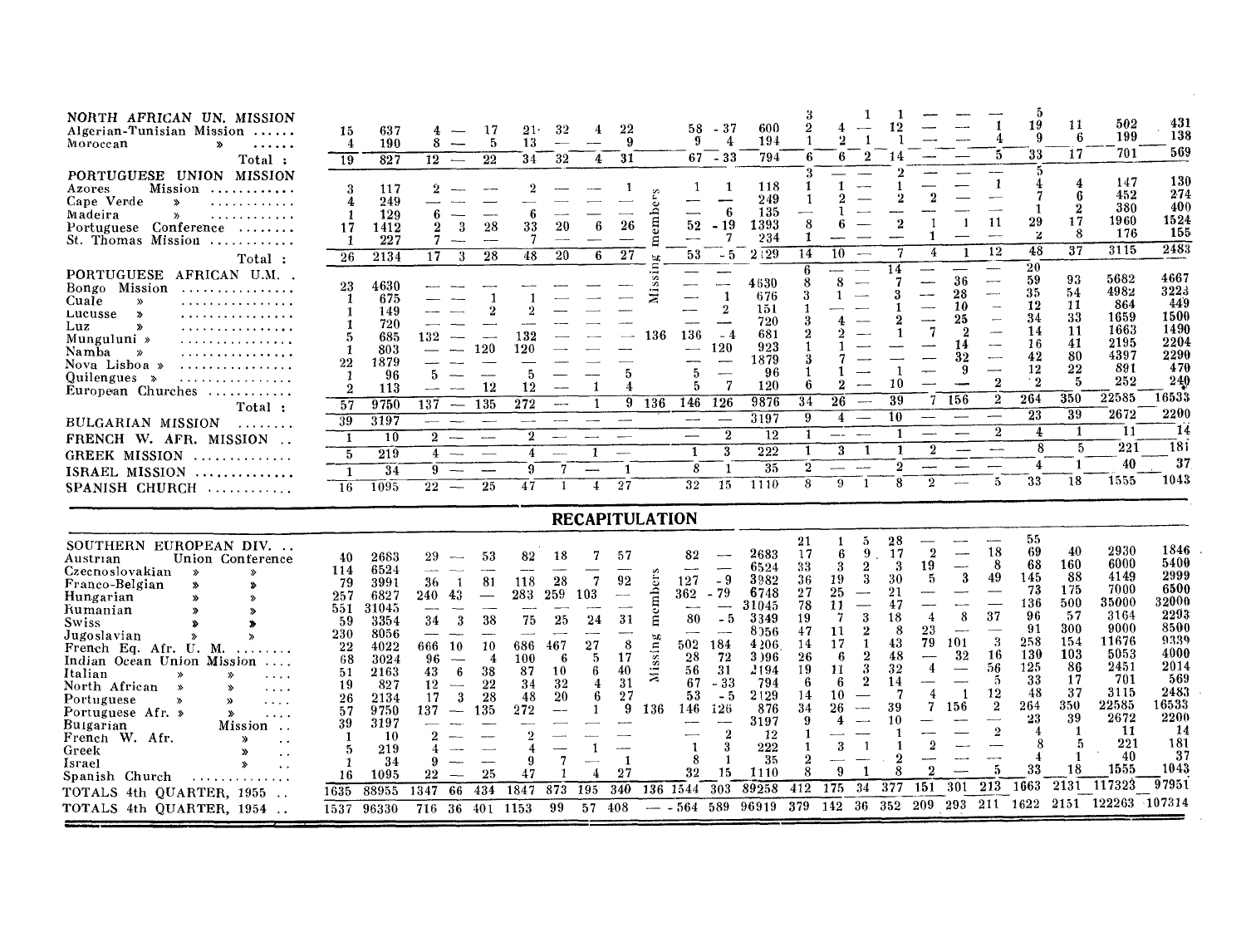| | | | | | | | | | | Missing members | | | | | | | | | | | | | |
|---|---|---|---|---|---|---|---|---|---|---|---|---|---|---|---|---|---|---|---|---|---|---|---|
| NORTH AFRICAN UN. MISSION | | | | | | | | | | | | | | 3 | | 1 | 1 | — | — | — | 5 | | | |
| Algerian-Tunisian Mission | 15 | 637 | 4 | — | 17 | 21 | 32 | 4 | 22 | | 58 | -37 | 600 | 2 | 4 | — | 12 | — | — | 1 | 19 | 11 | 502 | 431 |
| Moroccan » | 4 | 190 | 8 | — | 5 | 13 | — | — | 9 | | 9 | 4 | 194 | 1 | 2 | 1 | 1 | — | — | 4 | 9 | 6 | 199 | 138 |
| Total : | 19 | 827 | 12 | — | 22 | 34 | 32 | 4 | 31 | | 67 | -33 | 794 | 6 | 6 | 2 | 14 | — | — | 5 | 33 | 17 | 701 | 569 |
| PORTUGUESE UNION MISSION | | | | | | | | | | | | | | 3 | — | — | 2 | — | — | — | 5 | | | |
| Azores Mission | 3 | 117 | 2 | — | — | 2 | — | — | 1 | | 1 | 1 | 118 | 1 | 1 | — | 1 | — | — | 1 | 4 | 4 | 147 | 130 |
| Cape Verde » | 4 | 249 | — | | — | — | — | — | — | | — | — | 249 | 1 | 2 | — | 2 | 2 | — | — | 7 | 6 | 452 | 274 |
| Madeira » | 1 | 129 | 6 | — | — | 6 | — | — | — | | — | 6 | 135 | — | 1 | — | — | — | — | — | 1 | 2 | 380 | 400 |
| Portuguese Conference | 17 | 1412 | 2 | 3 | 28 | 33 | 20 | 6 | 26 | | 52 | -19 | 1393 | 8 | 6 | — | 2 | 1 | 1 | 11 | 29 | 17 | 1960 | 1524 |
| St. Thomas Mission | 1 | 227 | 7 | — | — | 7 | — | — | — | | — | 7 | 234 | 1 | — | — | — | 1 | — | — | 2 | 8 | 176 | 155 |
| Total : | 26 | 2134 | 17 | 3 | 28 | 48 | 20 | 6 | 27 | | 53 | -5 | 2129 | 14 | 10 | — | 7 | 4 | 1 | 12 | 48 | 37 | 3115 | 2483 |
| PORTUGUESE AFRICAN U.M. | | | | | | | | | | | — | — | | 6 | — | — | 14 | — | — | — | 20 | | | |
| Bongo Mission | 23 | 4630 | — | — | — | — | — | — | — | | — | — | 4630 | 8 | 8 | — | 7 | — | 36 | — | 59 | 93 | 5682 | 4667 |
| Cuale » | 1 | 675 | — | — | 1 | 1 | — | — | — | | — | 1 | 676 | 3 | 1 | — | 3 | — | 28 | — | 35 | 54 | 4982 | 3223 |
| Lucusse » | 1 | 149 | — | — | 2 | 2 | — | — | — | | — | 2 | 151 | 1 | — | — | 1 | — | 10 | — | 12 | 11 | 864 | 449 |
| Luz » | 1 | 720 | — | — | — | — | — | — | — | | — | — | 720 | 3 | 4 | — | 2 | — | 25 | — | 34 | 33 | 1659 | 1500 |
| Munguluni » | 5 | 685 | 132 | — | — | 132 | — | — | — | 136 | 136 | -4 | 681 | 2 | 2 | — | 1 | 7 | 2 | — | 14 | 11 | 1663 | 1490 |
| Namba » | 1 | 803 | — | — | 120 | 120 | — | — | — | | — | 120 | 923 | 1 | 1 | — | — | — | 14 | — | 16 | 41 | 2195 | 2204 |
| Nova Lisboa » | 22 | 1879 | — | — | — | — | — | — | — | | — | — | 1879 | 3 | 7 | — | — | — | 32 | — | 42 | 80 | 4397 | 2290 |
| Quilengues » | 1 | 96 | 5 | — | — | 5 | — | — | 5 | | 5 | — | 96 | 1 | 1 | — | 1 | — | 9 | — | 12 | 22 | 891 | 470 |
| European Churches | 2 | 113 | — | — | 12 | 12 | — | 1 | 4 | | 5 | 7 | 120 | 6 | 2 | — | 10 | — | — | 2 | 2 | 5 | 252 | 240 |
| Total : | 57 | 9750 | 137 | — | 135 | 272 | — | 1 | 9 | 136 | 146 | 126 | 9876 | 34 | 26 | — | 39 | 7 | 156 | 2 | 264 | 350 | 22585 | 16533 |
| BULGARIAN MISSION | 39 | 3197 | — | — | — | — | — | — | — | | — | — | 3197 | 9 | 4 | — | 10 | — | — | — | 23 | 39 | 2672 | 2200 |
| FRENCH W. AFR. MISSION | 1 | 10 | 2 | — | — | 2 | — | — | — | | — | 2 | 12 | 1 | — | — | 1 | — | — | 2 | 4 | 1 | 11 | 14 |
| GREEK MISSION | 5 | 219 | 4 | — | — | 4 | — | 1 | — | | 1 | 3 | 222 | 1 | 3 | 1 | 1 | 2 | — | — | 8 | 5 | 221 | 181 |
| ISRAEL MISSION | 1 | 34 | 9 | — | — | 9 | 7 | — | 1 | | 8 | 1 | 35 | 2 | — | — | 2 | — | — | — | 4 | 1 | 40 | 37 |
| SPANISH CHURCH | 16 | 1095 | 22 | — | 25 | 47 | 1 | 4 | 27 | | 32 | 15 | 1110 | 8 | 9 | 1 | 8 | 2 | — | 5 | 33 | 18 | 1555 | 1043 |

## RECAPITULATION

| | | | | | | | | | | Missing members | | | | | | | | | | | | | |
|---|---|---|---|---|---|---|---|---|---|---|---|---|---|---|---|---|---|---|---|---|---|---|---|
| SOUTHERN EUROPEAN DIV. | | | | | | | | | | | | | | 21 | 1 | 5 | 28 | — | — | — | 55 | | | |
| Austrian Union Conference | 40 | 2683 | 29 | — | 53 | 82 | 18 | 7 | 57 | | 82 | — | 2683 | 17 | 6 | 9 | 17 | 2 | — | 18 | 69 | 40 | 2930 | 1846 |
| Czechoslovakian » » | 114 | 6524 | — | — | — | — | — | — | — | | — | — | 6524 | 33 | 3 | 2 | 3 | 19 | — | 8 | 68 | 160 | 6000 | 5400 |
| Franco-Belgian » » | 79 | 3991 | 36 | 1 | 81 | 118 | 28 | 7 | 92 | | 127 | -9 | 3982 | 36 | 19 | 3 | 30 | 5 | 3 | 49 | 145 | 88 | 4149 | 2999 |
| Hungarian » » | 257 | 6827 | 240 | 43 | — | 283 | 259 | 103 | — | | 362 | -79 | 6748 | 27 | 25 | — | 21 | — | — | — | 73 | 175 | 7000 | 6500 |
| Rumanian » » | 551 | 31045 | — | — | — | — | — | — | — | | — | — | 31045 | 78 | 11 | — | 47 | — | — | — | 136 | 500 | 35000 | 32000 |
| Swiss » » | 59 | 3354 | 34 | 3 | 38 | 75 | 25 | 24 | 31 | | 80 | -5 | 3349 | 19 | 7 | 3 | 18 | 4 | 8 | 37 | 96 | 57 | 3164 | 2293 |
| Jugoslavian » » | 230 | 8056 | — | — | — | — | — | — | — | | — | — | 8056 | 47 | 11 | 2 | 8 | 23 | — | — | 91 | 300 | 9000 | 8500 |
| French Eq. Afr. U. M. | 22 | 4022 | 666 | 10 | 10 | 686 | 467 | 27 | 8 | | 502 | 184 | 4206 | 14 | 17 | 1 | 43 | 79 | 101 | 3 | 258 | 154 | 11676 | 9339 |
| Indian Ocean Union Mission | 68 | 3024 | 96 | — | 4 | 100 | 6 | 5 | 17 | | 28 | 72 | 3096 | 26 | 6 | 2 | 48 | — | 32 | 16 | 130 | 103 | 5053 | 4000 |
| Italian » » | 51 | 2163 | 43 | 6 | 38 | 87 | 10 | 6 | 40 | | 56 | 31 | 2194 | 19 | 11 | 3 | 32 | 4 | — | 56 | 125 | 86 | 2451 | 2014 |
| North African » » | 19 | 827 | 12 | — | 22 | 34 | 32 | 4 | 31 | | 67 | -33 | 794 | 6 | 6 | 2 | 14 | — | — | 5 | 33 | 17 | 701 | 569 |
| Portuguese » » | 26 | 2134 | 17 | 3 | 28 | 48 | 20 | 6 | 27 | | 53 | -5 | 2129 | 14 | 10 | — | 7 | 4 | 1 | 12 | 48 | 37 | 3115 | 2483 |
| Portuguese Afr. » » | 57 | 9750 | 137 | — | 135 | 272 | — | 1 | 9 | 136 | 146 | 126 | 876 | 34 | 26 | — | 39 | 7 | 156 | 2 | 264 | 350 | 22585 | 16533 |
| Bulgarian Mission | 39 | 3197 | — | — | — | — | — | — | — | | — | — | 3197 | 9 | 4 | — | 10 | — | — | — | 23 | 39 | 2672 | 2200 |
| French W. Afr. » | 1 | 10 | 2 | — | — | 2 | — | — | — | | — | 2 | 12 | 1 | — | — | 1 | — | — | 2 | 4 | 1 | 11 | 14 |
| Greek » | 5 | 219 | 4 | — | — | 4 | — | 1 | — | | 1 | 3 | 222 | 1 | 3 | 1 | 1 | 2 | — | — | 8 | 5 | 221 | 181 |
| Israel » | 1 | 34 | 9 | — | — | 9 | 7 | — | 1 | | 8 | 1 | 35 | 2 | — | — | 2 | — | — | — | 4 | 1 | 40 | 37 |
| Spanish Church | 16 | 1095 | 22 | — | 25 | 47 | 1 | 4 | 27 | | 32 | 15 | 1110 | 8 | 9 | 1 | 8 | 2 | — | 5 | 33 | 18 | 1555 | 1043 |
| TOTALS 4th QUARTER, 1955 | 1635 | 88955 | 1347 | 66 | 434 | 1847 | 873 | 195 | 340 | 136 | 1544 | 303 | 89258 | 412 | 175 | 34 | 377 | 151 | 301 | 213 | 1663 | 2131 | 117323 | 97951 |
| TOTALS 4th QUARTER, 1954 | 1537 | 96330 | 716 | 36 | 401 | 1153 | 99 | 57 | 408 | — | -564 | 589 | 96919 | 379 | 142 | 36 | 352 | 209 | 293 | 211 | 1622 | 2151 | 122263 | 107314 |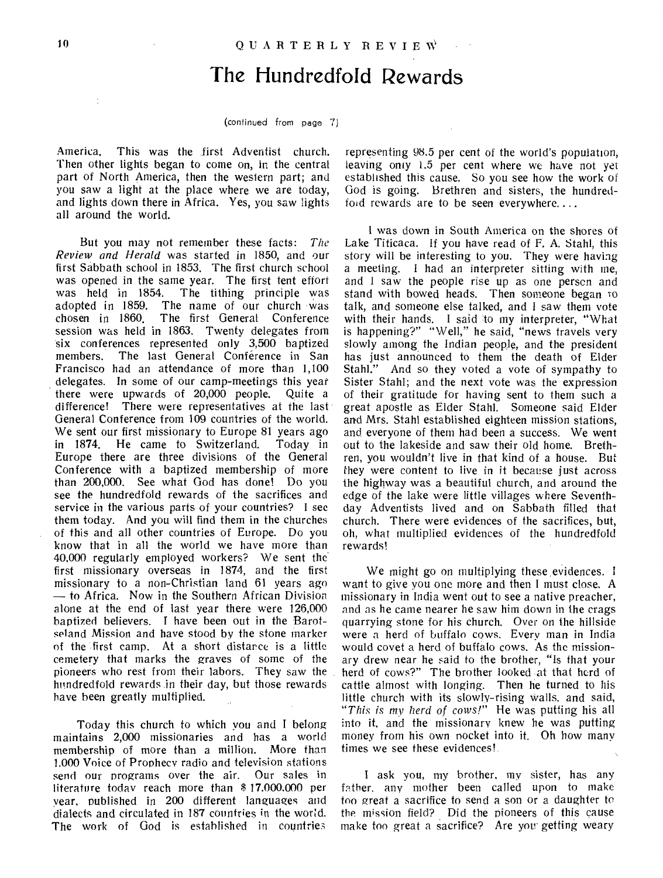# The Hundredfold Rewards

(continued from page 7)

America. This was the first Adventist church. Then other lights began to come on, in the central part of North America, then the western part; and you saw a light at the place where we are today, and lights down there in Africa. Yes, you saw lights all around the world.

But you may not remember these facts: *The Review and Herald* was started in 1850, and our first Sabbath school in 1853. The first church school was opened in the same year. The first tent effort was held in 1854. The tithing principle was adopted in 1859. The name of our church was chosen in 1860. The first General Conference session was held in 1863. Twenty delegates from six conferences represented only 3,500 baptized members. The last General Conférence in San Francisco had an attendance of more than 1,100 delegates. In some of our camp-meetings this year there were upwards of 20,000 people. Quite a difference! There were representatives at the last General Conference from 109 countries of the world. We sent our first missionary to Europe 81 years ago in 1874. He came to Switzerland. Today in Europe there are three divisions of the General Conference with a baptized membership of more than 200,000. See what God has done! Do you see the hundredfold rewards of the sacrifices and service in the various parts of your countries? I see them today. And you will find them in the churches of this and all other countries of Europe. Do you know that in all the world we have more than 40,000 regularly employed workers? We sent the first missionary overseas in 1874, and the first missionary to a non-Christian land 61 years ago — to Africa. Now in the Southern African Division alone at the end of last year there were 126,000 baptized believers. I have been out in the Barotseland Mission and have stood by the stone marker of the first camp. At a short distance is a little cemetery that marks the graves of some of the pioneers who rest from their labors. They saw the hundredfold rewards in their day, but those rewards have been greatly multiplied.

Today this church to which you and I belong maintains 2,000 missionaries and has a world membership of more than a million. More than 1,000 Voice of Prophecy radio and television stations send our programs over the air. Our sales in literature today reach more than $ 17,000,000 per year, published in 200 different languages and dialects and circulated in 187 countries in the world. The work of God is established in countries representing 98.5 per cent of the world's population, leaving only 1.5 per cent where we have not yet established this cause. So you see how the work of God is going. Brethren and sisters, the hundredfold rewards are to be seen everywhere. . . .

I was down in South America on the shores of Lake Titicaca. If you have read of F. A. Stahl, this story will be interesting to you. They were having a meeting. I had an interpreter sitting with me, and I saw the people rise up as one person and stand with bowed heads. Then someone began to talk, and someone else talked, and I saw them vote with their hands. I said to my interpreter, "What is happening?" "Well," he said, "news travels very slowly among the Indian people, and the president has just announced to them the death of Elder Stahl." And so they voted a vote of sympathy to Sister Stahl; and the next vote was the expression of their gratitude for having sent to them such a great apostle as Elder Stahl. Someone said Elder and Mrs. Stahl established eighteen mission stations, and everyone of them had been a success. We went out to the lakeside and saw their old home. Brethren, you wouldn't live in that kind of a house. But they were content to live in it because just across the highway was a beautiful church, and around the edge of the lake were little villages where Seventh-day Adventists lived and on Sabbath filled that church. There were evidences of the sacrifices, but, oh, what multiplied evidences of the hundredfold rewards!

We might go on multiplying these evidences. I want to give you one more and then I must close. A missionary in India went out to see a native preacher, and as he came nearer he saw him down in the crags quarrying stone for his church. Over on the hillside were a herd of buffalo cows. Every man in India would covet a herd of buffalo cows. As the missionary drew near he said to the brother, "Is that your herd of cows?" The brother looked at that herd of cattle almost with longing. Then he turned to his little church with its slowly-rising walls, and said, "*This is my herd of cows!*" He was putting his all into it, and the missionary knew he was putting money from his own pocket into it. Oh how many times we see these evidences!

I ask you, my brother, my sister, has any father, any mother been called upon to make too great a sacrifice to send a son or a daughter to the mission field? Did the pioneers of this cause make too great a sacrifice? Are you getting weary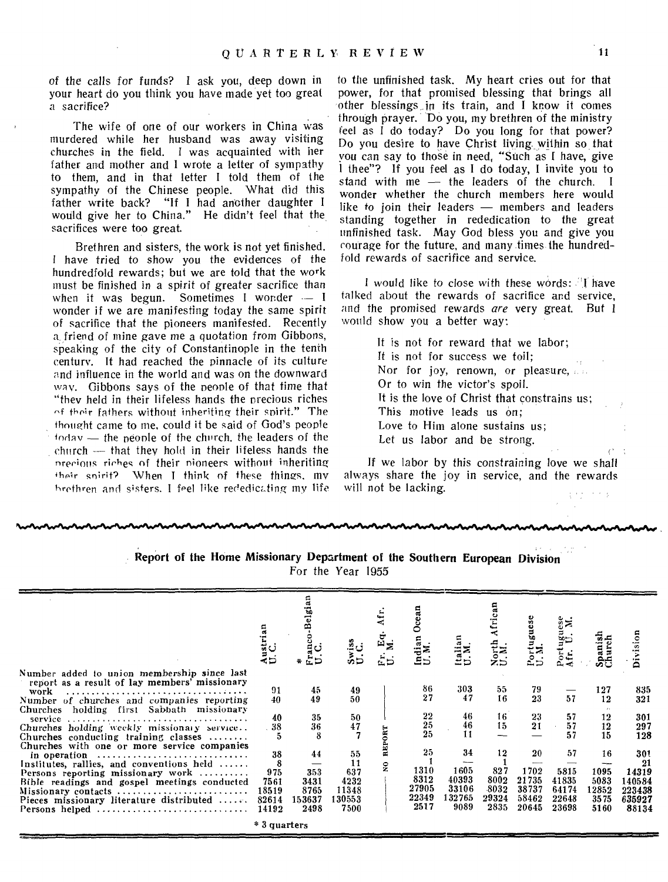of the calls for funds? I ask you, deep down in your heart do you think you have made yet too great a sacrifice?

The wife of one of our workers in China was murdered while her husband was away visiting churches in the field. I was acquainted with her father and mother and I wrote a letter of sympathy to them, and in that letter I told them of the sympathy of the Chinese people. What did this father write back? "If I had another daughter I would give her to China." He didn't feel that the sacrifices were too great.

Brethren and sisters, the work is not yet finished. I have tried to show you the evidences of the hundredfold rewards; but we are told that the work must be finished in a spirit of greater sacrifice than when it was begun. Sometimes I wonder — I wonder if we are manifesting today the same spirit of sacrifice that the pioneers manifested. Recently a friend of mine gave me a quotation from Gibbons, speaking of the city of Constantinople in the tenth century. It had reached the pinnacle of its culture and influence in the world and was on the downward way. Gibbons says of the people of that time that "they held in their lifeless hands the precious riches of their fathers without inheriting their spirit." The thought came to me, could it be said of God's people today — the people of the church, the leaders of the church — that they hold in their lifeless hands the precious riches of their pioneers without inheriting their spirit? When I think of these things, my brethren and sisters, I feel like rededicating my life to the unfinished task. My heart cries out for that power, for that promised blessing that brings all other blessings in its train, and I know it comes through prayer. Do you, my brethren of the ministry feel as I do today? Do you long for that power? Do you desire to have Christ living within so that you can say to those in need, "Such as I have, give I thee"? If you feel as I do today, I invite you to stand with me — the leaders of the church. I wonder whether the church members here would like to join their leaders — members and leaders standing together in rededication to the great unfinished task. May God bless you and give you courage for the future, and many times the hundredfold rewards of sacrifice and service.

I would like to close with these words: I have talked about the rewards of sacrifice and service, and the promised rewards *are* very great. But I would show you a better way:

> It is not for reward that we labor;
> It is not for success we toil;
> Nor for joy, renown, or pleasure,
> Or to win the victor's spoil.
> It is the love of Christ that constrains us;
> This motive leads us on;
> Love to Him alone sustains us;
> Let us labor and be strong.

If we labor by this constraining love we shall always share the joy in service, and the rewards will not be lacking.

## Report of the Home Missionary Department of the Southern European Division

For the Year 1955

| | Austrian U.C. | * Franco-Belgian U.C. | Swiss U.C. | Fr. Eq. Afr. U.M. | Indian Ocean U.M. | Italian U.M. | North African U.M. | Portuguese U.M. | Portuguese Afr. U.M. | Spanish Church | Division |
|---|---|---|---|---|---|---|---|---|---|---|---|
| Number added to union membership since last report as a result of lay members' missionary work | 91 | 45 | 49 | NO REPORT | 86 | 303 | 55 | 79 | — | 127 | 835 |
| Number of churches and companies reporting | 40 | 49 | 50 | | 27 | 47 | 16 | 23 | 57 | 12 | 321 |
| Churches holding first Sabbath missionary service | 40 | 35 | 50 | | 22 | 46 | 16 | 23 | 57 | 12 | 301 |
| Churches holding weekly missionary service | 38 | 36 | 47 | | 25 | 46 | 15 | 21 | 57 | 12 | 297 |
| Churches conducting training classes | 5 | 8 | 7 | | 25 | 11 | — | — | 57 | 15 | 128 |
| Churches with one or more service companies in operation | 38 | 44 | 55 | | 25 | 34 | 12 | 20 | 57 | 16 | 301 |
| Institutes, rallies, and conventions held | 8 | — | 11 | | 1 | — | 1 | — | — | — | 21 |
| Persons reporting missionary work | 975 | 353 | 637 | | 1310 | 1605 | 827 | 1702 | 5815 | 1095 | 14319 |
| Bible readings and gospel meetings conducted | 7561 | 3431 | 4232 | | 8312 | 40393 | 8002 | 21735 | 41835 | 5083 | 140584 |
| Missionary contacts | 18519 | 8765 | 11348 | | 27905 | 33106 | 8032 | 38737 | 64174 | 12852 | 223438 |
| Pieces missionary literature distributed | 82614 | 153637 | 130553 | | 22349 | 132765 | 29324 | 58462 | 22648 | 3575 | 635927 |
| Persons helped | 14192 | 2498 | 7500 | | 2517 | 9089 | 2835 | 20645 | 23698 | 5160 | 88134 |

\* 3 quarters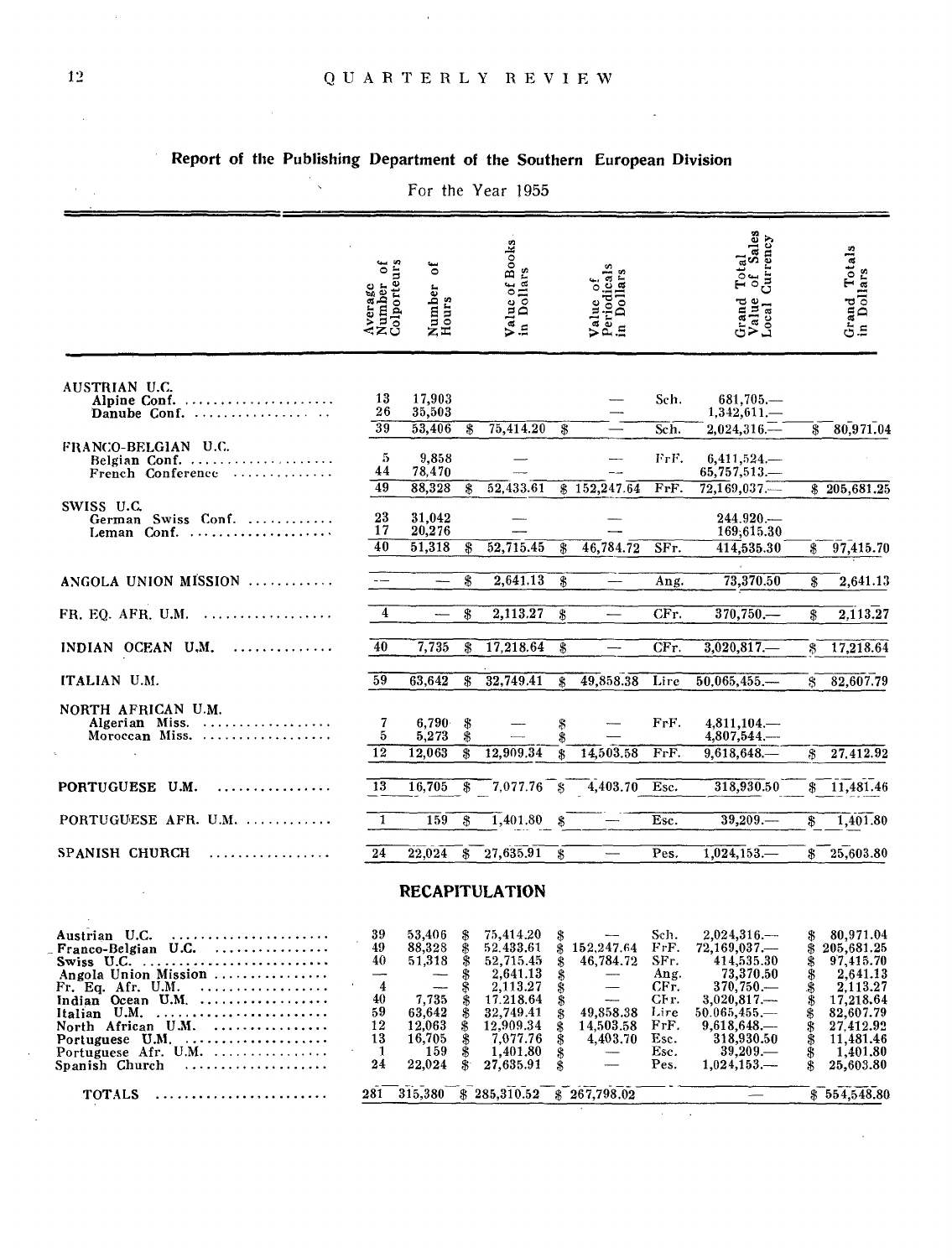## Report of the Publishing Department of the Southern European Division

For the Year 1955

| | Average Number of Colporteurs | Number of Hours | Value of Books in Dollars | Value of Periodicals in Dollars | | Grand Total Value of Sales Local Currency | Grand Totals in Dollars |
|---|---|---|---|---|---|---|---|
| **AUSTRIAN U.C.** | | | | | | | |
| Alpine Conf. | 13 | 17,903 | | — | Sch. | 681,705.— | |
| Danube Conf. | 26 | 35,503 | | — | | 1,342,611.— | |
| | 39 | 53,406 | $ 75,414.20 | $ — | Sch. | 2,024,316.— | $ 80,971.04 |
| **FRANCO-BELGIAN U.C.** | | | | | | | |
| Belgian Conf. | 5 | 9,858 | — | — | FrF. | 6,411,524.— | |
| French Conference | 44 | 78,470 | — | — | | 65,757,513.— | |
| | 49 | 88,328 | $ 52,433.61 | $ 152,247.64 | FrF. | 72,169,037.— | $ 205,681.25 |
| **SWISS U.C.** | | | | | | | |
| German Swiss Conf. | 23 | 31,042 | — | — | | 244,920.— | |
| Leman Conf. | 17 | 20,276 | — | — | | 169,615.30 | |
| | 40 | 51,318 | $ 52,715.45 | $ 46,784.72 | SFr. | 414,535.30 | $ 97,415.70 |
| ANGOLA UNION MISSION | — | — | $ 2,641.13 | $ — | Ang. | 73,370.50 | $ 2,641.13 |
| FR. EQ. AFR. U.M. | 4 | — | $ 2,113.27 | $ — | CFr. | 370,750.— | $ 2,113.27 |
| INDIAN OCEAN U.M. | 40 | 7,735 | $ 17,218.64 | $ — | CFr. | 3,020,817.— | $ 17,218.64 |
| ITALIAN U.M. | 59 | 63,642 | $ 32,749.41 | $ 49,858.38 | Lire | 50,065,455.— | $ 82,607.79 |
| **NORTH AFRICAN U.M.** | | | | | | | |
| Algerian Miss. | 7 | 6,790 | $ — | $ — | FrF. | 4,811,104.— | |
| Moroccan Miss. | 5 | 5,273 | $ — | $ — | | 4,807,544.— | |
| | 12 | 12,063 | $ 12,909.34 | $ 14,503.58 | FrF. | 9,618,648.— | $ 27,412.92 |
| PORTUGUESE U.M. | 13 | 16,705 | $ 7,077.76 | $ 4,403.70 | Esc. | 318,930.50 | $ 11,481.46 |
| PORTUGUESE AFR. U.M. | 1 | 159 | $ 1,401.80 | $ — | Esc. | 39,209.— | $ 1,401.80 |
| SPANISH CHURCH | 24 | 22,024 | $ 27,635.91 | $ — | Pes. | 1,024,153.— | $ 25,603.80 |

### RECAPITULATION

| | Average Number of Colporteurs | Number of Hours | Value of Books in Dollars | Value of Periodicals in Dollars | | Grand Total Value of Sales Local Currency | Grand Totals in Dollars |
|---|---|---|---|---|---|---|---|
| Austrian U.C. | 39 | 53,406 | $ 75,414.20 | $ — | Sch. | 2,024,316.— | $ 80,971.04 |
| Franco-Belgian U.C. | 49 | 88,328 | $ 52,433.61 | $ 152,247.64 | FrF. | 72,169,037.— | $ 205,681.25 |
| Swiss U.C. | 40 | 51,318 | $ 52,715.45 | $ 46,784.72 | SFr. | 414,535.30 | $ 97,415.70 |
| Angola Union Mission | — | — | $ 2,641.13 | $ — | Ang. | 73,370.50 | $ 2,641.13 |
| Fr. Eq. Afr. U.M. | 4 | — | $ 2,113.27 | $ — | CFr. | 370,750.— | $ 2,113.27 |
| Indian Ocean U.M. | 40 | 7,735 | $ 17,218.64 | $ — | CFr. | 3,020,817.— | $ 17,218.64 |
| Italian U.M. | 59 | 63,642 | $ 32,749.41 | $ 49,858.38 | Lire | 50,065,455.— | $ 82,607.79 |
| North African U.M. | 12 | 12,063 | $ 12,909.34 | $ 14,503.58 | FrF. | 9,618,648.— | $ 27,412.92 |
| Portuguese U.M. | 13 | 16,705 | $ 7,077.76 | $ 4,403.70 | Esc. | 318,930.50 | $ 11,481.46 |
| Portuguese Afr. U.M. | 1 | 159 | $ 1,401.80 | $ — | Esc. | 39,209.— | $ 1,401.80 |
| Spanish Church | 24 | 22,024 | $ 27,635.91 | $ — | Pes. | 1,024,153.— | $ 25,603.80 |
| **TOTALS** | 281 | 315,380 | $ 285,310.52 | $ 267,798.02 | | — | $ 554,548.80 |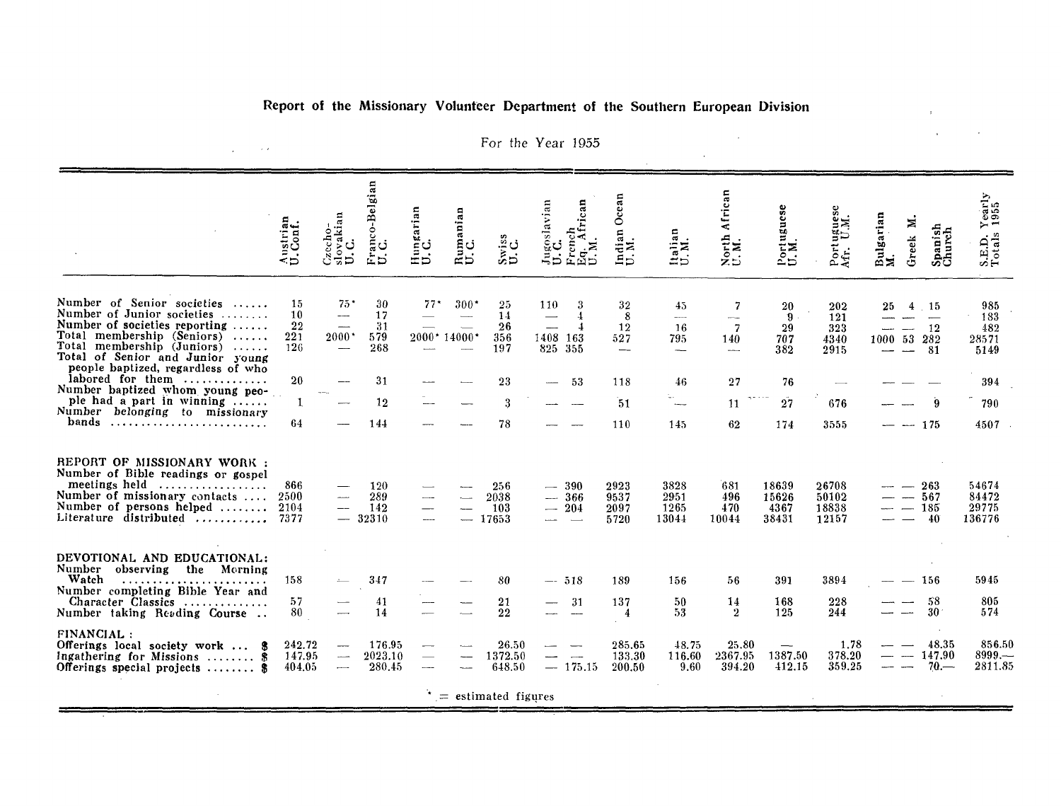## Report of the Missionary Volunteer Department of the Southern European Division

For the Year 1955

| | Austrian U.Conf. | Czecho-slovakian U.C. | Franco-Belgian U.C. | Hungarian U.C. | Rumanian U.C. | Swiss U.C. | Jugoslavian U.C. | French Eq. African U.M. | Indian Ocean U.M. | Italian U.M. | North African U.M. | Portuguese U.M. | Portuguese Afr. U.M. | Bulgarian M. | Greek M. | Spanish Church | S.E.D. Yearly Totals 1955 |
|---|---|---|---|---|---|---|---|---|---|---|---|---|---|---|---|---|---|
| Number of Senior societies | 15 | 75* | 30 | 77* | 300* | 25 | 110 | 3 | 32 | 45 | 7 | 20 | 202 | 25 | 4 | 15 | 985 |
| Number of Junior societies | 10 | — | 17 | — | — | 14 | — | 4 | 8 | | — | 9 | 121 | — | — | — | 183 |
| Number of societies reporting | 22 | — | 31 | — | — | 26 | — | 4 | 12 | 16 | 7 | 29 | 323 | — | — | 12 | 482 |
| Total membership (Seniors) | 221 | 2000* | 579 | 2000* | 14000* | 356 | 1408 | 163 | 527 | 795 | 140 | 707 | 4340 | 1000 | 53 | 282 | 28571 |
| Total membership (Juniors) | 126 | — | 268 | — | — | 197 | 825 | 355 | — | — | — | 382 | 2915 | — | — | 81 | 5149 |
| Total of Senior and Junior young people baptized, regardless of who labored for them | 20 | — | 31 | — | — | 23 | — | 53 | 118 | 46 | 27 | 76 | — | — | — | — | 394 |
| Number baptized whom young people had a part in winning | 1 | — | 12 | — | — | 3 | — | — | 51 | — | 11 | 27 | 676 | — | — | 9 | 790 |
| Number belonging to missionary bands | 64 | — | 144 | — | — | 78 | — | — | 110 | 145 | 62 | 174 | 3555 | — | — | 175 | 4507 |
| **REPORT OF MISSIONARY WORK:** | | | | | | | | | | | | | | | | | |
| Number of Bible readings or gospel meetings held | 866 | — | 120 | — | — | 256 | — | 390 | 2923 | 3828 | 681 | 18639 | 26708 | — | — | 263 | 54674 |
| Number of missionary contacts | 2500 | — | 289 | — | — | 2038 | — | 366 | 9537 | 2951 | 496 | 15626 | 50102 | — | — | 567 | 84472 |
| Number of persons helped | 2104 | — | 142 | — | — | 103 | — | 204 | 2097 | 1265 | 470 | 4367 | 18838 | — | — | 185 | 29775 |
| Literature distributed | 7377 | — | 32310 | — | — | 17653 | — | — | 5720 | 13044 | 10044 | 38431 | 12157 | — | — | 40 | 136776 |
| **DEVOTIONAL AND EDUCATIONAL:** | | | | | | | | | | | | | | | | | |
| Number observing the Morning Watch | 158 | — | 347 | — | — | 80 | — | 518 | 189 | 156 | 56 | 391 | 3894 | — | — | 156 | 5945 |
| Number completing Bible Year and Character Classics | 57 | — | 41 | — | — | 21 | — | 31 | 137 | 50 | 14 | 168 | 228 | — | — | 58 | 805 |
| Number taking Reading Course | 80 | — | 14 | — | — | 22 | — | — | 4 | 53 | 2 | 125 | 244 | — | — | 30 | 574 |
| **FINANCIAL:** | | | | | | | | | | | | | | | | | |
| Offerings local society work $ | 242.72 | — | 176.95 | — | — | 26.50 | — | — | 285.65 | 48.75 | 25.80 | — | 1.78 | — | — | 48.35 | 856.50 |
| Ingathering for Missions $ | 147.95 | — | 2023.10 | — | — | 1372.50 | — | — | 133.30 | 116.60 | 2367.95 | 1387.50 | 378.20 | — | — | 147.90 | 8999.— |
| Offerings special projects $ | 404.05 | — | 280.45 | — | — | 648.50 | — | 175.15 | 200.50 | 9.60 | 394.20 | 412.15 | 359.25 | — | — | 70.— | 2811.85 |

* = estimated figures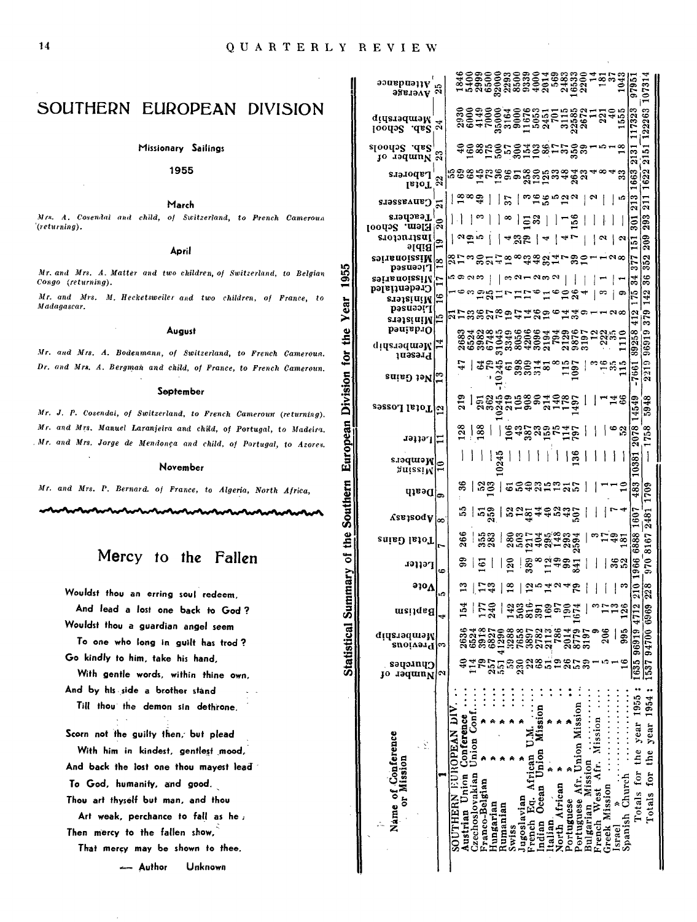# SOUTHERN EUROPEAN DIVISION

## Missionary Sailings

### 1955

#### March

*Mrs. A. Cosendai and child, of Switzerland, to French Cameroun (returning).*

#### April

*Mr. and Mrs. A. Matter and two children, of Switzerland, to Belgian Congo (returning).*

*Mr. and Mrs. M. Hecketsweiler and two children, of France, to Madagascar.*

#### August

*Mr. and Mrs. A. Bodenmann, of Switzerland, to French Cameroun.*

*Dr. and Mrs. A. Bergman and child, of France, to French Cameroun.*

#### September

*Mr. J. P. Cosendai, of Switzerland, to French Cameroun (returning).*

*Mr. and Mrs. Manuel Laranjeira and child, of Portugal, to Madeira.*

*Mr. and Mrs. Jorge de Mendonça and child, of Portugal, to Azores.*

#### November

*Mr. and Mrs. P. Bernard, of France, to Algeria, North Africa.*

## Mercy to the Fallen

Wouldst thou an erring soul redeem,
And lead a lost one back to God?
Wouldst thou a guardian angel seem
To one who long in guilt has trod?
Go kindly to him, take his hand,
With gentle words, within thine own,
And by his side a brother stand
Till thou the demon sin dethrone.

Scorn not the guilty then, but plead
With him in kindest, gentlest mood,
And back the lost one thou mayest lead
To God, humanity, and good.
Thou art thyself but man, and thou
Art weak, perchance to fall as he;
Then mercy to the fallen show,
That mercy may be shown to thee.

— Author Unknown

## Statistical Summary of the Southern European Division for the Year 1955

| Name of Conference or Mission | Number of Churches | Previous Membership | Baptism | Vote | Letter | Total Gains | Apostasy | Death | Missing Members | Letter | Total Losses | Net Gains | Present Membership | Ordained Ministers | Licensed Ministers | Credentialed Missionaries | Licensed Missionaries | Bible Instructors | Elem. School Teachers | Canvassers | Total Laborers | Number of Sab. Schools | Sab. School Membership | Average Attendance |
|---|---|---|---|---|---|---|---|---|---|---|---|---|---|---|---|---|---|---|---|---|---|---|---|---|
| 1 | 2 | 3 | 4 | 5 | 6 | 7 | 8 | 9 | 10 | 11 | 12 | 13 | 14 | 15 | 16 | 17 | 18 | 19 | 20 | 21 | 22 | 23 | 24 | 25 |
| SOUTHERN EUROPEAN DIV. | | | | | | | | | | | | | | 21 | 1 | 5 | 28 | | | | 55 | | | |
| Austrian Union Conference | 40 | 2636 | 154 | 13 | 99 | 266 | 55 | 36 | | 128 | 219 | 47 | 2683 | 17 | 6 | 9 | 17 | 2 | | 18 | 69 | 40 | 2930 | 1846 |
| Czechoslovakian Union Conf. | 114 | 6524 | | | | | | | | | | | 6524 | 33 | 3 | 2 | 3 | 19 | | 8 | 68 | 160 | 6000 | 5400 |
| Franco-Belgian " " | 79 | 3918 | 177 | 17 | 161 | 355 | 51 | 52 | | 188 | 291 | 64 | 3982 | 36 | 19 | 3 | 30 | 5 | 3 | 49 | 145 | 88 | 4149 | 2999 |
| Hungarian " " | 257 | 6827 | 240 | 43 | | 283 | 259 | 103 | | | 362 | -79 | 6748 | 27 | 25 | | 21 | | | | 73 | 175 | 7000 | 6500 |
| Rumanian " " | 551 | 41290 | | | | | | | 10245 | | 10245 | -10245 | 31045 | 78 | 11 | | 47 | | | | 136 | 500 | 35000 | 32000 |
| Swiss " " | 59 | 3288 | 142 | 18 | 120 | 280 | 52 | 61 | | 106 | 219 | 61 | 3349 | 19 | 7 | 3 | 18 | 4 | 8 | 37 | 96 | 57 | 3164 | 2293 |
| Jugoslavian " " | 230 | 7658 | 503 | | | 503 | 12 | 50 | | 43 | 105 | 398 | 8056 | 47 | 11 | 2 | 8 | 23 | | | 91 | 300 | 9000 | 8500 |
| French Eq. African U.M. | 22 | 3897 | 816 | 12 | 389 | 1217 | 481 | 40 | | 387 | 908 | 309 | 4206 | 14 | 17 | 1 | 43 | 79 | 101 | 3 | 258 | 154 | 11676 | 9339 |
| Indian Ocean Union Mission | 68 | 2782 | 391 | 5 | 8 | 404 | 44 | 23 | | 23 | 90 | 314 | 3096 | 26 | 6 | 2 | 48 | | 32 | 16 | 130 | 103 | 5053 | 4000 |
| Italian " " | 51 | 2113 | 169 | 14 | 112 | 295 | 40 | 15 | | 159 | 214 | 81 | 2194 | 19 | 12 | 2 | 32 | 4 | | 56 | 125 | 86 | 2451 | 2014 |
| North African " " | 19 | 786 | 97 | 2 | 49 | 148 | 52 | 13 | | 75 | 140 | 8 | 794 | 6 | 6 | 2 | 14 | | | 5 | 33 | 17 | 701 | 569 |
| Portuguese " " | 26 | 2014 | 190 | 4 | 99 | 293 | 43 | 21 | | 114 | 178 | 115 | 2129 | 14 | 10 | | 7 | 4 | 1 | 12 | 48 | 37 | 3115 | 2483 |
| Portuguese Afr. Union Mission | 57 | 8779 | 1674 | 79 | 841 | 2594 | 507 | 57 | 136 | 797 | 1497 | 1097 | 9876 | 34 | 26 | | 39 | 7 | 156 | 2 | 264 | 350 | 22585 | 16533 |
| Bulgarian Mission | 39 | 3197 | | | | | | | | | | | 3197 | 9 | 4 | | 10 | | | | 23 | 39 | 2672 | 2200 |
| French West Afr. Mission | 1 | 9 | 3 | | | 3 | | | | | | 3 | 12 | 1 | | 3 | | | | | 4 | 1 | 11 | 14 |
| Greek Mission | 5 | 206 | 17 | | | 17 | | 1 | | | 1 | 16 | 222 | 1 | 1 | | 2 | 2 | | 2 | 8 | 5 | 221 | 181 |
| Israel " | 1 | | 13 | | 36 | 49 | 7 | 1 | | 6 | 14 | 35 | 35 | 2 | | | 2 | | | | 4 | 1 | 40 | 37 |
| Spanish Church | 16 | 995 | 126 | 3 | 52 | 181 | 4 | 10 | | 52 | 66 | 115 | 1110 | 8 | 10 | | 8 | 2 | | 5 | 33 | 18 | 1555 | 1043 |
| Totals for the year 1955: | 1635 | 96919 | 4712 | 210 | 1966 | 6888 | 1607 | 483 | 10381 | 2078 | 14549 | -7661 | 89258 | 412 | 175 | 34 | 377 | 151 | 301 | 213 | 1663 | 2131 | 117323 | 97951 |
| Totals for the year 1954: | 1537 | 94700 | 6969 | 228 | 970 | 8167 | 2481 | 1709 | — | 1758 | 5948 | 2219 | 96919 | 379 | 142 | 36 | 352 | 209 | 293 | 211 | 1622 | 2151 | 122263 | 107314 |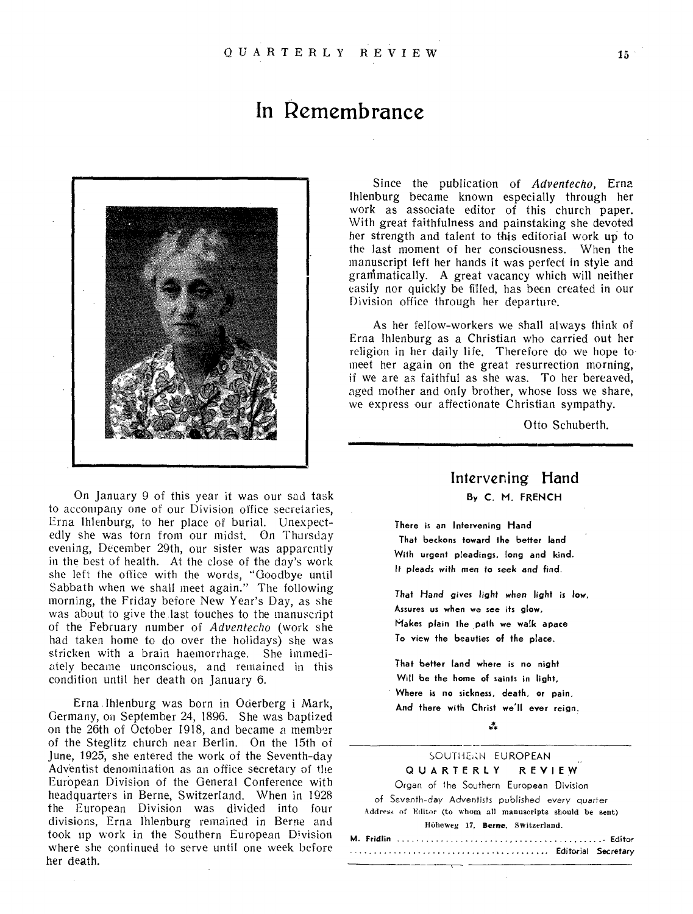# In Remembrance

On January 9 of this year it was our sad task to accompany one of our Division office secretaries, Erna Ihlenburg, to her place of burial. Unexpectedly she was torn from our midst. On Thursday evening, December 29th, our sister was apparently in the best of health. At the close of the day's work she left the office with the words, "Goodbye until Sabbath when we shall meet again." The following morning, the Friday before New Year's Day, as she was about to give the last touches to the manuscript of the February number of *Adventecho* (work she had taken home to do over the holidays) she was stricken with a brain haemorrhage. She immediately became unconscious, and remained in this condition until her death on January 6.

Erna Ihlenburg was born in Oderberg i Mark, Germany, on September 24, 1896. She was baptized on the 26th of October 1918, and became a member of the Steglitz church near Berlin. On the 15th of June, 1925, she entered the work of the Seventh-day Adventist denomination as an office secretary of the European Division of the General Conference with headquarters in Berne, Switzerland. When in 1928 the European Division was divided into four divisions, Erna Ihlenburg remained in Berne and took up work in the Southern European Division where she continued to serve until one week before her death.

Since the publication of *Adventecho*, Erna Ihlenburg became known especially through her work as associate editor of this church paper. With great faithfulness and painstaking she devoted her strength and talent to this editorial work up to the last moment of her consciousness. When the manuscript left her hands it was perfect in style and grammatically. A great vacancy which will neither easily nor quickly be filled, has been created in our Division office through her departure.

As her fellow-workers we shall always think of Erna Ihlenburg as a Christian who carried out her religion in her daily life. Therefore do we hope to meet her again on the great resurrection morning, if we are as faithful as she was. To her bereaved, aged mother and only brother, whose loss we share, we express our affectionate Christian sympathy.

Otto Schuberth.

---

## Intervening Hand

By C. M. FRENCH

There is an Intervening Hand
That beckons toward the better land
With urgent pleadings, long and kind.
It pleads with men to seek and find.

That Hand gives light when light is low,
Assures us when we see its glow,
Makes plain the path we walk apace
To view the beauties of the place.

That better land where is no night
Will be the home of saints in light,
Where is no sickness, death, or pain,
And there with Christ we'll ever reign.

⁂

---

SOUTHERN EUROPEAN
**QUARTERLY REVIEW**
Organ of the Southern European Division
of Seventh-day Adventists published every quarter
Address of Editor (to whom all manuscripts should be sent)
Höheweg 17, **Berne**, Switzerland.

M. Fridlin .......................................... Editor
.......................................... Editorial Secretary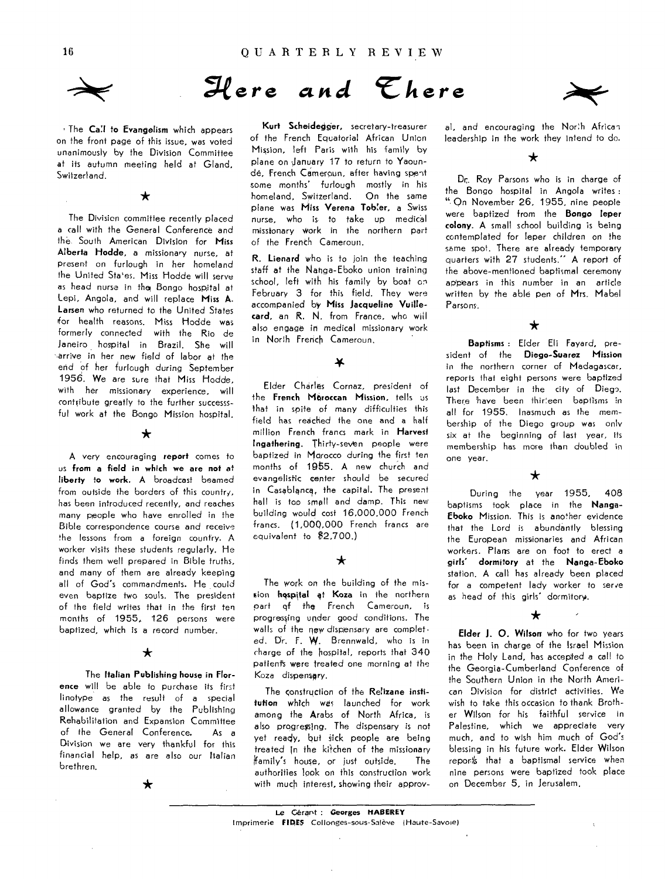# Here and There

The **Call to Evangelism** which appears on the front page of this issue, was voted unanimously by the Division Committee at its autumn meeting held at Gland, Switzerland.

★

The Division committee recently placed a call with the General Conference and the South American Division for **Miss Alberta Hodde**, a missionary nurse, at present on furlough in her homeland the United States. Miss Hodde will serve as head nurse in the Bongo hospital at Lepi, Angola, and will replace **Miss A. Larsen** who returned to the United States for health reasons. Miss Hodde was formerly connected with the Rio de Janeiro hospital in Brazil. She will arrive in her new field of labor at the end of her furlough during September 1956. We are sure that Miss Hodde, with her missionary experience, will contribute greatly to the further successsful work at the Bongo Mission hospital.

★

A very encouraging **report** comes to us **from a field in which we are not at liberty to work.** A broadcast beamed from outside the borders of this country, has been introduced recently, and reaches many people who have enrolled in the Bible correspondence course and receive the lessons from a foreign country. A worker visits these students regularly. He finds them well prepared in Bible truths, and many of them are already keeping all of God's commandments. He could even baptize two souls. The president of the field writes that in the first ten months of 1955, 126 persons were baptized, which is a record number.

★

The **Italian Publishing house in Florence** will be able to purchase its first linotype as the result of a special allowance granted by the Publishing Rehabilitation and Expansion Committee of the General Conference. As a Division we are very thankful for this financial help, as are also our Italian brethren.

★

**Kurt Scheidegger**, secretary-treasurer of the French Equatorial African Union Mission, left Paris with his family by plane on January 17 to return to Yaoundé, French Cameroun, after having spent some months' furlough mostly in his homeland, Switzerland. On the same plane was **Miss Verena Tobler**, a Swiss nurse, who is to take up medical missionary work in the northern part of the French Cameroun.

**R. Lienard** who is to join the teaching staff at the Nanga-Eboko union training school, left with his family by boat on February 3 for this field. They were accompanied by **Miss Jacqueline Vuillecard**, an R. N. from France, who will also engage in medical missionary work in North French Cameroun.

★

Elder Charles Cornaz, president of the **French Moroccan Mission**, tells us that in spite of many difficulties this field has reached the one and a half million French francs mark in **Harvest Ingathering**. Thirty-seven people were baptized in Morocco during the first ten months of 1955. A new church and evangelistic center should be secured in Casablanca, the capital. The present hall is too small and damp. This new building would cost 16,000,000 French francs. (1,000,000 French francs are equivalent to $2,700.)

★

The work on the building of the mission **hospital at Koza** in the northern part of the French Cameroun, is progressing under good conditions. The walls of the new dispensary are completed. Dr. F. W. Brennwald, who is in charge of the hospital, reports that 340 patients were treated one morning at the Koza dispensary.

The construction of the **Relizane institution** which was launched for work among the Arabs of North Africa, is also progressing. The dispensary is not yet ready, but sick people are being treated in the kitchen of the missionary family's house, or just outside. The authorities look on this construction work with much interest, showing their approval, and encouraging the North African leadership in the work they intend to do.

★

Dr. Roy Parsons who is in charge of the Bongo hospital in Angola writes: "On November 26, 1955, nine people were baptized from the **Bongo leper colony**. A small school building is being contemplated for leper children on the same spot. There are already temporary quarters with 27 students." A report of the above-mentioned baptismal ceremony appears in this number in an article written by the able pen of Mrs. Mabel Parsons.

★

**Baptisms**: Elder Eli Fayard, president of the **Diego-Suarez Mission** in the northern corner of Madagascar, reports that eight persons were baptized last December in the city of Diego. There have been thirteen baptisms in all for 1955. Inasmuch as the membership of the Diego group was only six at the beginning of last year, its membership has more than doubled in one year.

★

During the year 1955, 408 baptisms took place in the **Nanga-Eboko** Mission. This is another evidence that the Lord is abundantly blessing the European missionaries and African workers. Plans are on foot to erect a **girls' dormitory** at the **Nanga-Eboko** station. A call has already been placed for a competent lady worker to serve as head of this girls' dormitory.

★

**Elder J. O. Wilson** who for two years has been in charge of the Israel Mission in the Holy Land, has accepted a call to the Georgia-Cumberland Conference of the Southern Union in the North American Division for district activities. We wish to take this occasion to thank Brother Wilson for his faithful service in Palestine, which we appreciate very much, and to wish him much of God's blessing in his future work. Elder Wilson reports that a baptismal service when nine persons were baptized took place on December 5, in Jerusalem.

---

Le Gérant : **Georges HABEREY**
Imprimerie **FIDES** Collonges-sous-Salève (Haute-Savoie)